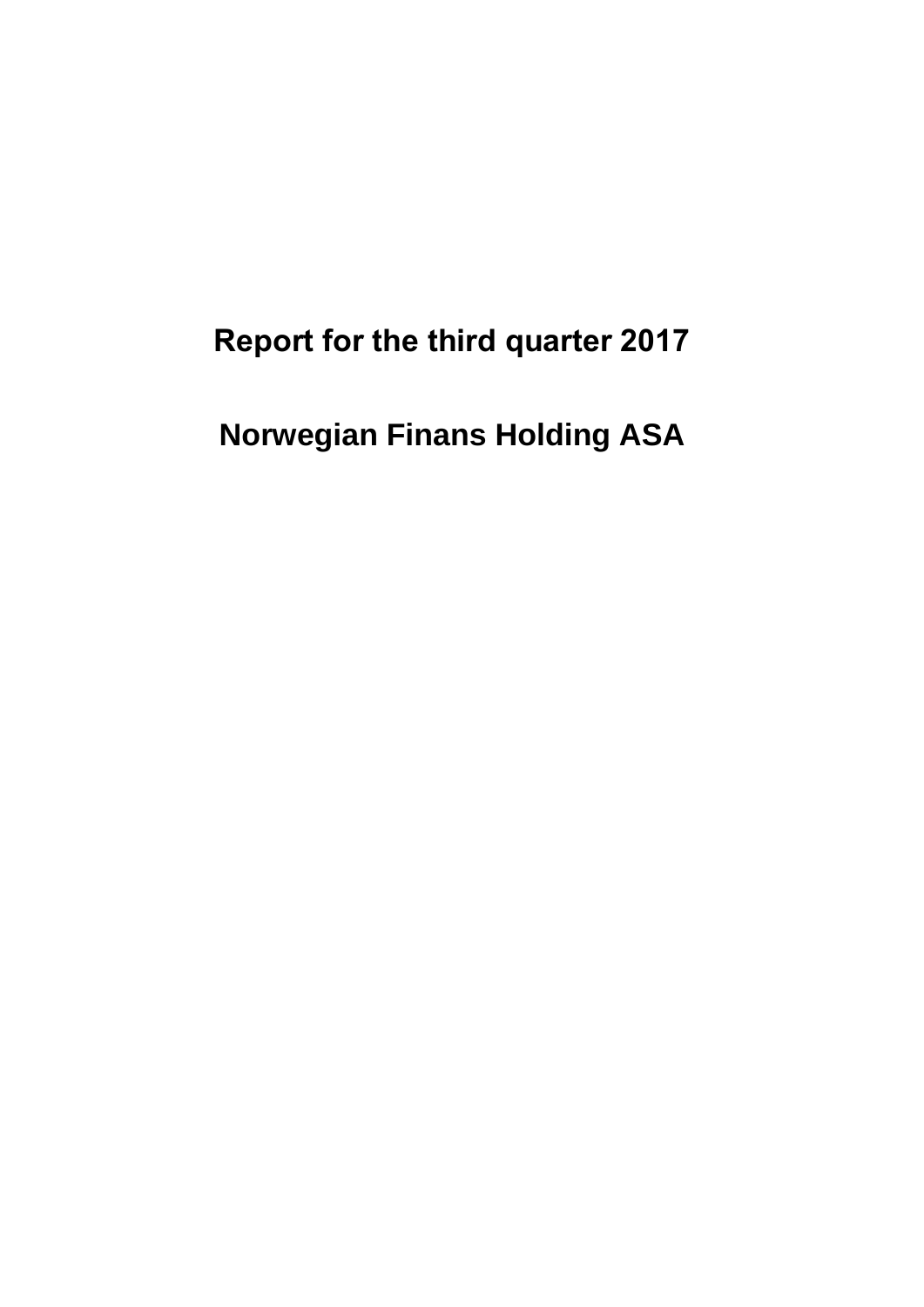# Report for the third quarter 2017

# Norwegian Finans Holding ASA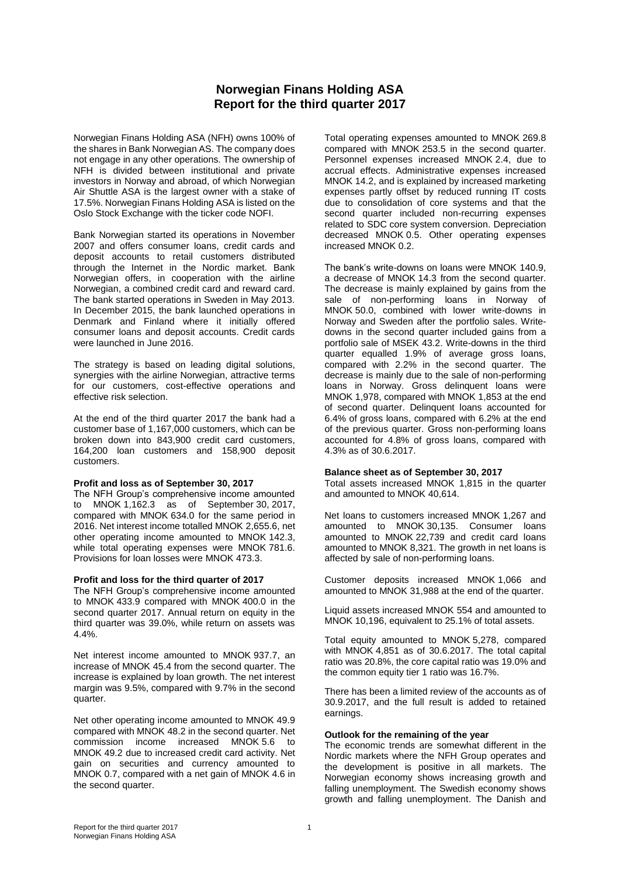# Norwegian Finans Holding ASA
# Report for the third quarter 2017

Norwegian Finans Holding ASA (NFH) owns 100% of the shares in Bank Norwegian AS. The company does not engage in any other operations. The ownership of NFH is divided between institutional and private investors in Norway and abroad, of which Norwegian Air Shuttle ASA is the largest owner with a stake of 17.5%. Norwegian Finans Holding ASA is listed on the Oslo Stock Exchange with the ticker code NOFI.

Bank Norwegian started its operations in November 2007 and offers consumer loans, credit cards and deposit accounts to retail customers distributed through the Internet in the Nordic market. Bank Norwegian offers, in cooperation with the airline Norwegian, a combined credit card and reward card. The bank started operations in Sweden in May 2013. In December 2015, the bank launched operations in Denmark and Finland where it initially offered consumer loans and deposit accounts. Credit cards were launched in June 2016.

The strategy is based on leading digital solutions, synergies with the airline Norwegian, attractive terms for our customers, cost-effective operations and effective risk selection.

At the end of the third quarter 2017 the bank had a customer base of 1,167,000 customers, which can be broken down into 843,900 credit card customers, 164,200 loan customers and 158,900 deposit customers.

**Profit and loss as of September 30, 2017**

The NFH Group's comprehensive income amounted to MNOK 1,162.3 as of September 30, 2017, compared with MNOK 634.0 for the same period in 2016. Net interest income totalled MNOK 2,655.6, net other operating income amounted to MNOK 142.3, while total operating expenses were MNOK 781.6. Provisions for loan losses were MNOK 473.3.

**Profit and loss for the third quarter of 2017**

The NFH Group's comprehensive income amounted to MNOK 433.9 compared with MNOK 400.0 in the second quarter 2017. Annual return on equity in the third quarter was 39.0%, while return on assets was 4.4%.

Net interest income amounted to MNOK 937.7, an increase of MNOK 45.4 from the second quarter. The increase is explained by loan growth. The net interest margin was 9.5%, compared with 9.7% in the second quarter.

Net other operating income amounted to MNOK 49.9 compared with MNOK 48.2 in the second quarter. Net commission income increased MNOK 5.6 to MNOK 49.2 due to increased credit card activity. Net gain on securities and currency amounted to MNOK 0.7, compared with a net gain of MNOK 4.6 in the second quarter.

Total operating expenses amounted to MNOK 269.8 compared with MNOK 253.5 in the second quarter. Personnel expenses increased MNOK 2.4, due to accrual effects. Administrative expenses increased MNOK 14.2, and is explained by increased marketing expenses partly offset by reduced running IT costs due to consolidation of core systems and that the second quarter included non-recurring expenses related to SDC core system conversion. Depreciation decreased MNOK 0.5. Other operating expenses increased MNOK 0.2.

The bank's write-downs on loans were MNOK 140.9, a decrease of MNOK 14.3 from the second quarter. The decrease is mainly explained by gains from the sale of non-performing loans in Norway of MNOK 50.0, combined with lower write-downs in Norway and Sweden after the portfolio sales. Write-downs in the second quarter included gains from a portfolio sale of MSEK 43.2. Write-downs in the third quarter equalled 1.9% of average gross loans, compared with 2.2% in the second quarter. The decrease is mainly due to the sale of non-performing loans in Norway. Gross delinquent loans were MNOK 1,978, compared with MNOK 1,853 at the end of second quarter. Delinquent loans accounted for 6.4% of gross loans, compared with 6.2% at the end of the previous quarter. Gross non-performing loans accounted for 4.8% of gross loans, compared with 4.3% as of 30.6.2017.

**Balance sheet as of September 30, 2017**

Total assets increased MNOK 1,815 in the quarter and amounted to MNOK 40,614.

Net loans to customers increased MNOK 1,267 and amounted to MNOK 30,135. Consumer loans amounted to MNOK 22,739 and credit card loans amounted to MNOK 8,321. The growth in net loans is affected by sale of non-performing loans.

Customer deposits increased MNOK 1,066 and amounted to MNOK 31,988 at the end of the quarter.

Liquid assets increased MNOK 554 and amounted to MNOK 10,196, equivalent to 25.1% of total assets.

Total equity amounted to MNOK 5,278, compared with MNOK 4,851 as of 30.6.2017. The total capital ratio was 20.8%, the core capital ratio was 19.0% and the common equity tier 1 ratio was 16.7%.

There has been a limited review of the accounts as of 30.9.2017, and the full result is added to retained earnings.

**Outlook for the remaining of the year**

The economic trends are somewhat different in the Nordic markets where the NFH Group operates and the development is positive in all markets. The Norwegian economy shows increasing growth and falling unemployment. The Swedish economy shows growth and falling unemployment. The Danish and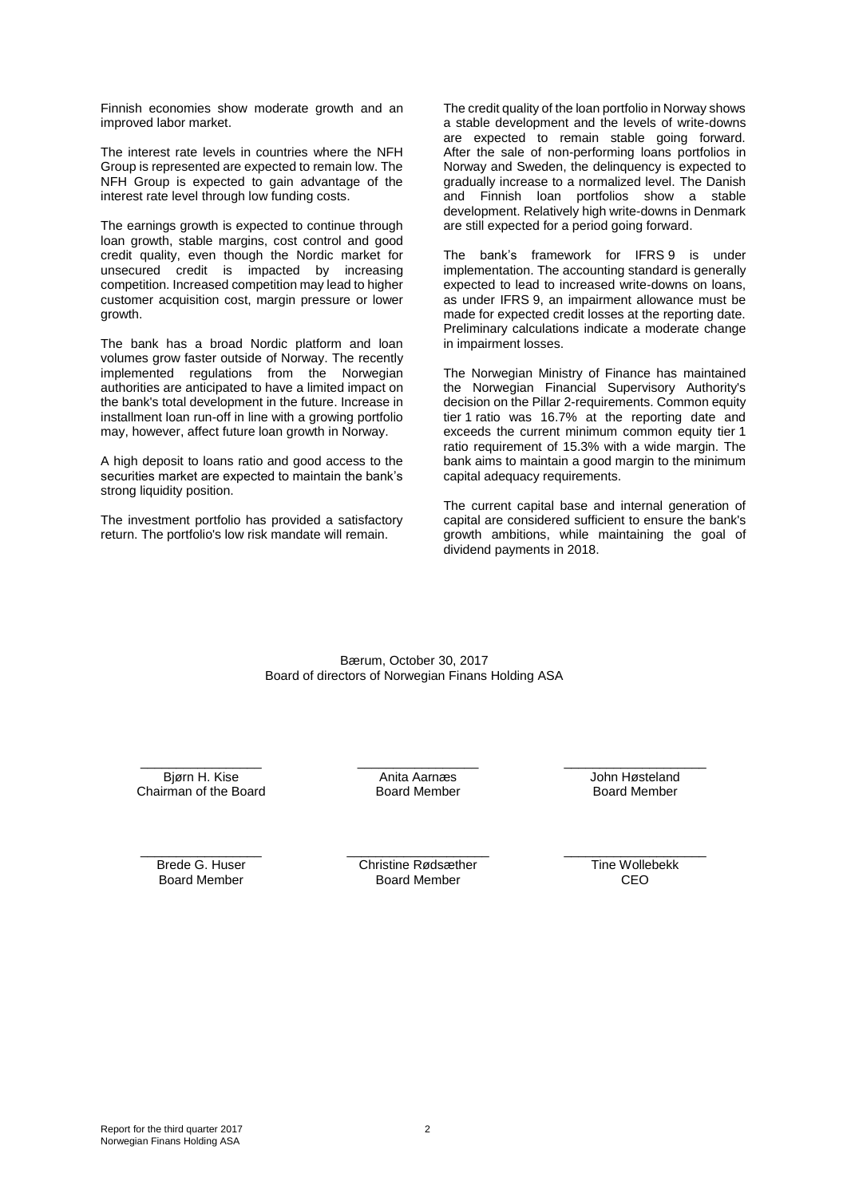Finnish economies show moderate growth and an improved labor market.

The interest rate levels in countries where the NFH Group is represented are expected to remain low. The NFH Group is expected to gain advantage of the interest rate level through low funding costs.

The earnings growth is expected to continue through loan growth, stable margins, cost control and good credit quality, even though the Nordic market for unsecured credit is impacted by increasing competition. Increased competition may lead to higher customer acquisition cost, margin pressure or lower growth.

The bank has a broad Nordic platform and loan volumes grow faster outside of Norway. The recently implemented regulations from the Norwegian authorities are anticipated to have a limited impact on the bank's total development in the future. Increase in installment loan run-off in line with a growing portfolio may, however, affect future loan growth in Norway.

A high deposit to loans ratio and good access to the securities market are expected to maintain the bank's strong liquidity position.

The investment portfolio has provided a satisfactory return. The portfolio's low risk mandate will remain.

The credit quality of the loan portfolio in Norway shows a stable development and the levels of write-downs are expected to remain stable going forward. After the sale of non-performing loans portfolios in Norway and Sweden, the delinquency is expected to gradually increase to a normalized level. The Danish and Finnish loan portfolios show a stable development. Relatively high write-downs in Denmark are still expected for a period going forward.

The bank's framework for IFRS 9 is under implementation. The accounting standard is generally expected to lead to increased write-downs on loans, as under IFRS 9, an impairment allowance must be made for expected credit losses at the reporting date. Preliminary calculations indicate a moderate change in impairment losses.

The Norwegian Ministry of Finance has maintained the Norwegian Financial Supervisory Authority's decision on the Pillar 2-requirements. Common equity tier 1 ratio was 16.7% at the reporting date and exceeds the current minimum common equity tier 1 ratio requirement of 15.3% with a wide margin. The bank aims to maintain a good margin to the minimum capital adequacy requirements.

The current capital base and internal generation of capital are considered sufficient to ensure the bank's growth ambitions, while maintaining the goal of dividend payments in 2018.

Bærum, October 30, 2017
Board of directors of Norwegian Finans Holding ASA

| | | |
|---|---|---|
| Bjørn H. Kise<br>Chairman of the Board | Anita Aarnæs<br>Board Member | John Høsteland<br>Board Member |
| Brede G. Huser<br>Board Member | Christine Rødsæther<br>Board Member | Tine Wollebekk<br>CEO |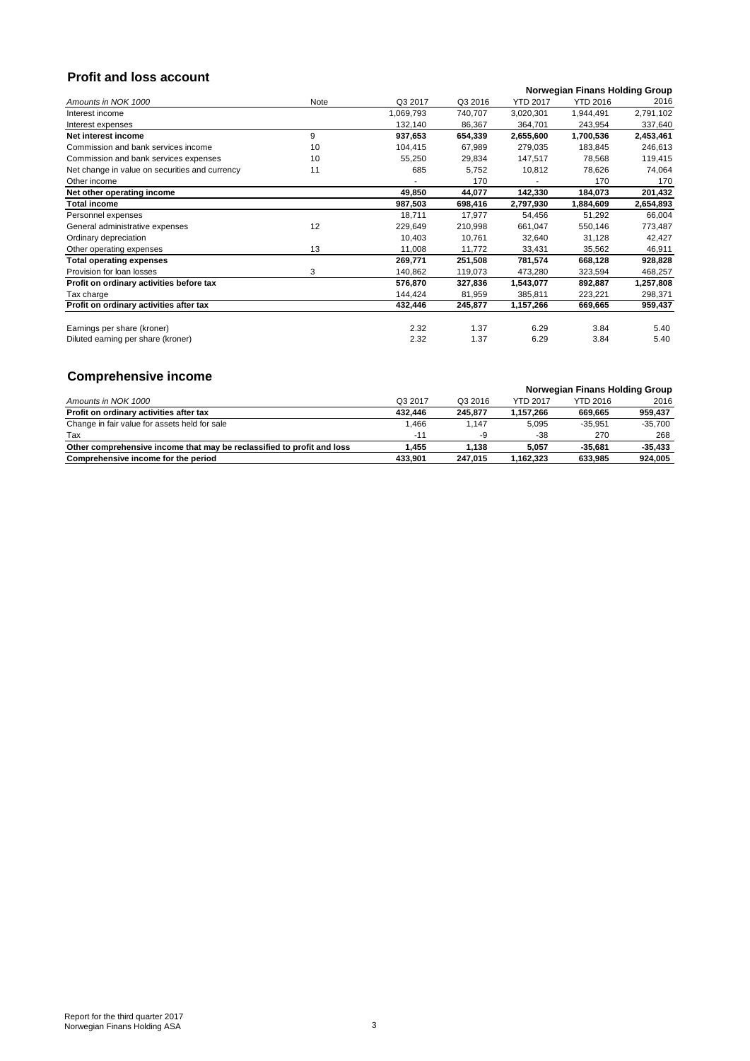## Profit and loss account

| Amounts in NOK 1000 | Note | Q3 2017 | Q3 2016 | YTD 2017 | YTD 2016 | 2016 |
|---|---|---|---|---|---|---|
| | | | | **Norwegian Finans Holding Group** | | |
| Interest income | | 1,069,793 | 740,707 | 3,020,301 | 1,944,491 | 2,791,102 |
| Interest expenses | | 132,140 | 86,367 | 364,701 | 243,954 | 337,640 |
| **Net interest income** | 9 | **937,653** | **654,339** | **2,655,600** | **1,700,536** | **2,453,461** |
| Commission and bank services income | 10 | 104,415 | 67,989 | 279,035 | 183,845 | 246,613 |
| Commission and bank services expenses | 10 | 55,250 | 29,834 | 147,517 | 78,568 | 119,415 |
| Net change in value on securities and currency | 11 | 685 | 5,752 | 10,812 | 78,626 | 74,064 |
| Other income | | - | 170 | - | 170 | 170 |
| **Net other operating income** | | **49,850** | **44,077** | **142,330** | **184,073** | **201,432** |
| **Total income** | | **987,503** | **698,416** | **2,797,930** | **1,884,609** | **2,654,893** |
| Personnel expenses | | 18,711 | 17,977 | 54,456 | 51,292 | 66,004 |
| General administrative expenses | 12 | 229,649 | 210,998 | 661,047 | 550,146 | 773,487 |
| Ordinary depreciation | | 10,403 | 10,761 | 32,640 | 31,128 | 42,427 |
| Other operating expenses | 13 | 11,008 | 11,772 | 33,431 | 35,562 | 46,911 |
| **Total operating expenses** | | **269,771** | **251,508** | **781,574** | **668,128** | **928,828** |
| Provision for loan losses | 3 | 140,862 | 119,073 | 473,280 | 323,594 | 468,257 |
| **Profit on ordinary activities before tax** | | **576,870** | **327,836** | **1,543,077** | **892,887** | **1,257,808** |
| Tax charge | | 144,424 | 81,959 | 385,811 | 223,221 | 298,371 |
| **Profit on ordinary activities after tax** | | **432,446** | **245,877** | **1,157,266** | **669,665** | **959,437** |
| | | | | | | |
| Earnings per share (kroner) | | 2.32 | 1.37 | 6.29 | 3.84 | 5.40 |
| Diluted earning per share (kroner) | | 2.32 | 1.37 | 6.29 | 3.84 | 5.40 |

## Comprehensive income

| Amounts in NOK 1000 | Q3 2017 | Q3 2016 | YTD 2017 | YTD 2016 | 2016 |
|---|---|---|---|---|---|
| | | | **Norwegian Finans Holding Group** | | |
| **Profit on ordinary activities after tax** | **432,446** | **245,877** | **1,157,266** | **669,665** | **959,437** |
| Change in fair value for assets held for sale | 1,466 | 1,147 | 5,095 | -35,951 | -35,700 |
| Tax | -11 | -9 | -38 | 270 | 268 |
| **Other comprehensive income that may be reclassified to profit and loss** | **1,455** | **1,138** | **5,057** | **-35,681** | **-35,433** |
| **Comprehensive income for the period** | **433,901** | **247,015** | **1,162,323** | **633,985** | **924,005** |

Report for the third quarter 2017
Norwegian Finans Holding ASA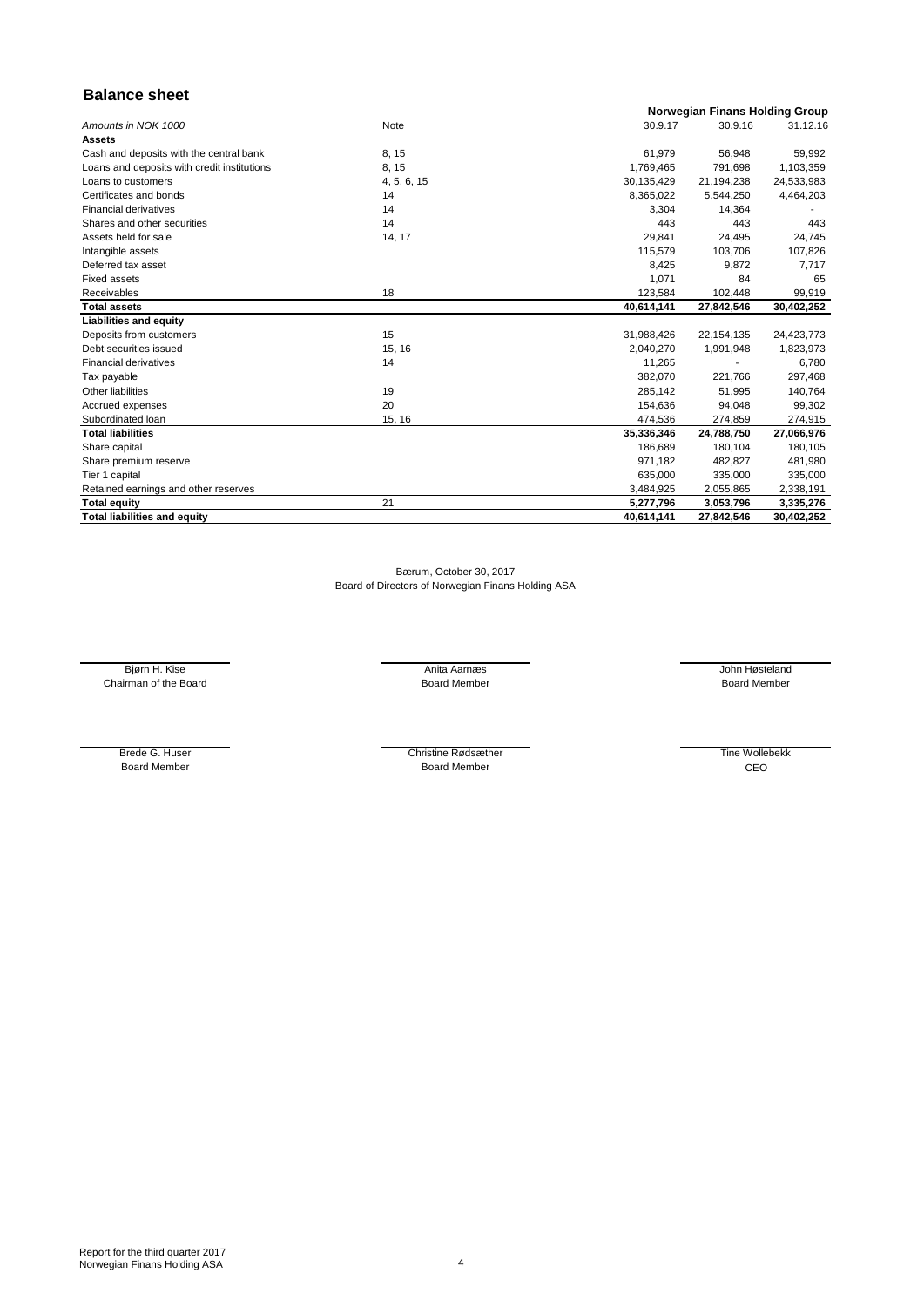## Balance sheet

| Amounts in NOK 1000 | Note | Norwegian Finans Holding Group | | |
|---|---|---|---|---|
| | | 30.9.17 | 30.9.16 | 31.12.16 |
| **Assets** | | | | |
| Cash and deposits with the central bank | 8, 15 | 61,979 | 56,948 | 59,992 |
| Loans and deposits with credit institutions | 8, 15 | 1,769,465 | 791,698 | 1,103,359 |
| Loans to customers | 4, 5, 6, 15 | 30,135,429 | 21,194,238 | 24,533,983 |
| Certificates and bonds | 14 | 8,365,022 | 5,544,250 | 4,464,203 |
| Financial derivatives | 14 | 3,304 | 14,364 | - |
| Shares and other securities | 14 | 443 | 443 | 443 |
| Assets held for sale | 14, 17 | 29,841 | 24,495 | 24,745 |
| Intangible assets | | 115,579 | 103,706 | 107,826 |
| Deferred tax asset | | 8,425 | 9,872 | 7,717 |
| Fixed assets | | 1,071 | 84 | 65 |
| Receivables | 18 | 123,584 | 102,448 | 99,919 |
| **Total assets** | | **40,614,141** | **27,842,546** | **30,402,252** |
| **Liabilities and equity** | | | | |
| Deposits from customers | 15 | 31,988,426 | 22,154,135 | 24,423,773 |
| Debt securities issued | 15, 16 | 2,040,270 | 1,991,948 | 1,823,973 |
| Financial derivatives | 14 | 11,265 | - | 6,780 |
| Tax payable | | 382,070 | 221,766 | 297,468 |
| Other liabilities | 19 | 285,142 | 51,995 | 140,764 |
| Accrued expenses | 20 | 154,636 | 94,048 | 99,302 |
| Subordinated loan | 15, 16 | 474,536 | 274,859 | 274,915 |
| **Total liabilities** | | **35,336,346** | **24,788,750** | **27,066,976** |
| Share capital | | 186,689 | 180,104 | 180,105 |
| Share premium reserve | | 971,182 | 482,827 | 481,980 |
| Tier 1 capital | | 635,000 | 335,000 | 335,000 |
| Retained earnings and other reserves | | 3,484,925 | 2,055,865 | 2,338,191 |
| **Total equity** | 21 | **5,277,796** | **3,053,796** | **3,335,276** |
| **Total liabilities and equity** | | **40,614,141** | **27,842,546** | **30,402,252** |

Bærum, October 30, 2017
Board of Directors of Norwegian Finans Holding ASA

Bjørn H. Kise
Chairman of the Board

Anita Aarnæs
Board Member

John Høsteland
Board Member

Brede G. Huser
Board Member

Christine Rødsæther
Board Member

Tine Wollebekk
CEO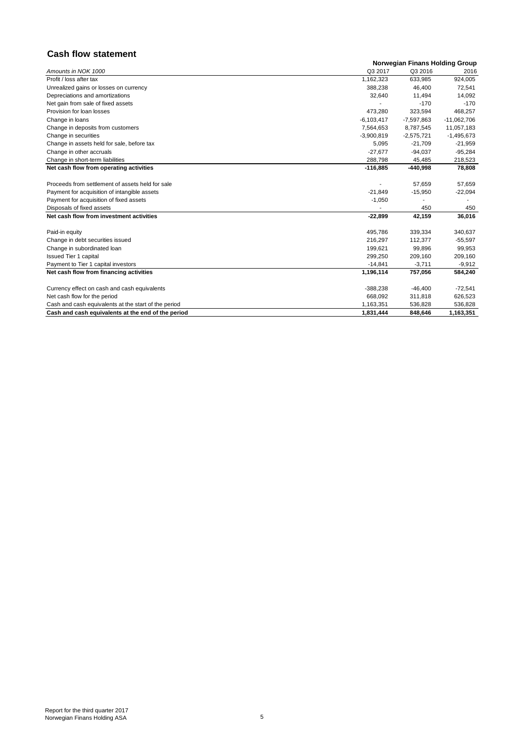## Cash flow statement

| Amounts in NOK 1000 | Norwegian Finans Holding Group | | |
|---|---|---|---|
| | Q3 2017 | Q3 2016 | 2016 |
| Profit / loss after tax | 1,162,323 | 633,985 | 924,005 |
| Unrealized gains or losses on currency | 388,238 | 46,400 | 72,541 |
| Depreciations and amortizations | 32,640 | 11,494 | 14,092 |
| Net gain from sale of fixed assets | - | -170 | -170 |
| Provision for loan losses | 473,280 | 323,594 | 468,257 |
| Change in loans | -6,103,417 | -7,597,863 | -11,062,706 |
| Change in deposits from customers | 7,564,653 | 8,787,545 | 11,057,183 |
| Change in securities | -3,900,819 | -2,575,721 | -1,495,673 |
| Change in assets held for sale, before tax | 5,095 | -21,709 | -21,959 |
| Change in other accruals | -27,677 | -94,037 | -95,284 |
| Change in short-term liabilities | 288,798 | 45,485 | 218,523 |
| **Net cash flow from operating activities** | **-116,885** | **-440,998** | **78,808** |
| | | | |
| Proceeds from settlement of assets held for sale | - | 57,659 | 57,659 |
| Payment for acquisition of intangible assets | -21,849 | -15,950 | -22,094 |
| Payment for acquisition of fixed assets | -1,050 | - | - |
| Disposals of fixed assets | - | 450 | 450 |
| **Net cash flow from investment activities** | **-22,899** | **42,159** | **36,016** |
| | | | |
| Paid-in equity | 495,786 | 339,334 | 340,637 |
| Change in debt securities issued | 216,297 | 112,377 | -55,597 |
| Change in subordinated loan | 199,621 | 99,896 | 99,953 |
| Issued Tier 1 capital | 299,250 | 209,160 | 209,160 |
| Payment to Tier 1 capital investors | -14,841 | -3,711 | -9,912 |
| **Net cash flow from financing activities** | **1,196,114** | **757,056** | **584,240** |
| | | | |
| Currency effect on cash and cash equivalents | -388,238 | -46,400 | -72,541 |
| Net cash flow for the period | 668,092 | 311,818 | 626,523 |
| Cash and cash equivalents at the start of the period | 1,163,351 | 536,828 | 536,828 |
| **Cash and cash equivalents at the end of the period** | **1,831,444** | **848,646** | **1,163,351** |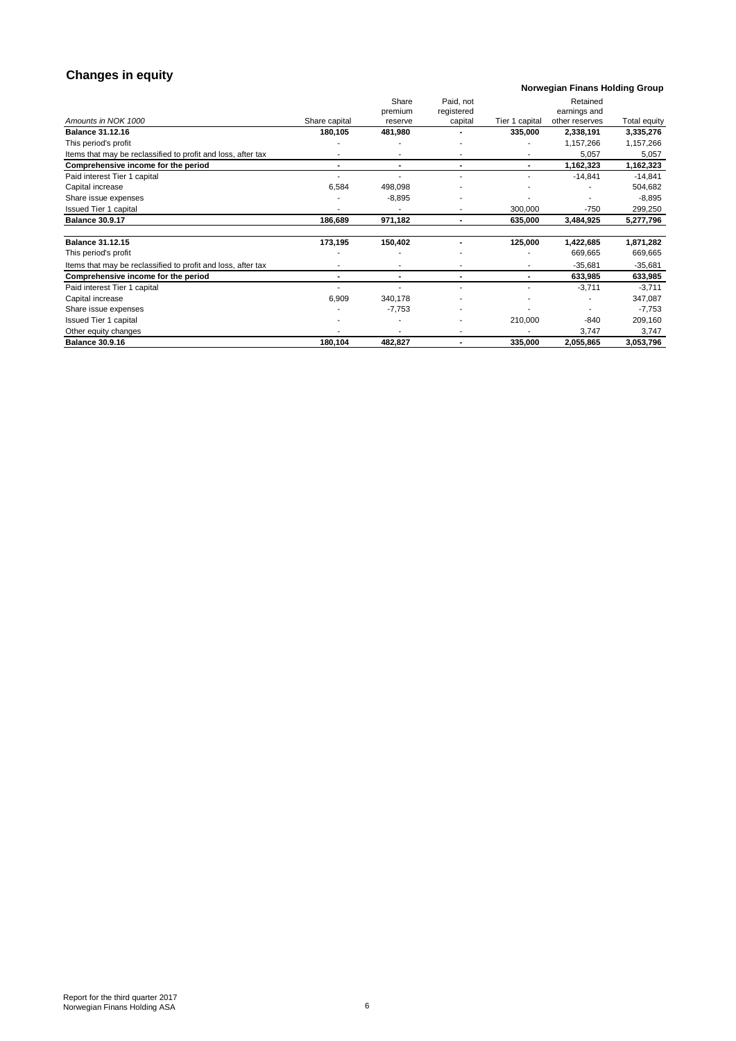## Changes in equity

**Norwegian Finans Holding Group**

| *Amounts in NOK 1000* | Share capital | Share premium reserve | Paid, not registered capital | Tier 1 capital | Retained earnings and other reserves | Total equity |
|---|---|---|---|---|---|---|
| **Balance 31.12.16** | **180,105** | **481,980** | **-** | **335,000** | **2,338,191** | **3,335,276** |
| This period's profit | - | - | - | - | 1,157,266 | 1,157,266 |
| Items that may be reclassified to profit and loss, after tax | - | - | - | - | 5,057 | 5,057 |
| **Comprehensive income for the period** | **-** | **-** | **-** | **-** | **1,162,323** | **1,162,323** |
| Paid interest Tier 1 capital | - | - | - | - | -14,841 | -14,841 |
| Capital increase | 6,584 | 498,098 | - | - | - | 504,682 |
| Share issue expenses | - | -8,895 | - | - | - | -8,895 |
| Issued Tier 1 capital | - | - | - | 300,000 | -750 | 299,250 |
| **Balance 30.9.17** | **186,689** | **971,182** | **-** | **635,000** | **3,484,925** | **5,277,796** |
| | | | | | | |
| **Balance 31.12.15** | **173,195** | **150,402** | **-** | **125,000** | **1,422,685** | **1,871,282** |
| This period's profit | - | - | - | - | 669,665 | 669,665 |
| Items that may be reclassified to profit and loss, after tax | - | - | - | - | -35,681 | -35,681 |
| **Comprehensive income for the period** | **-** | **-** | **-** | **-** | **633,985** | **633,985** |
| Paid interest Tier 1 capital | - | - | - | - | -3,711 | -3,711 |
| Capital increase | 6,909 | 340,178 | - | - | - | 347,087 |
| Share issue expenses | - | -7,753 | - | - | - | -7,753 |
| Issued Tier 1 capital | - | - | - | 210,000 | -840 | 209,160 |
| Other equity changes | - | - | - | - | 3,747 | 3,747 |
| **Balance 30.9.16** | **180,104** | **482,827** | **-** | **335,000** | **2,055,865** | **3,053,796** |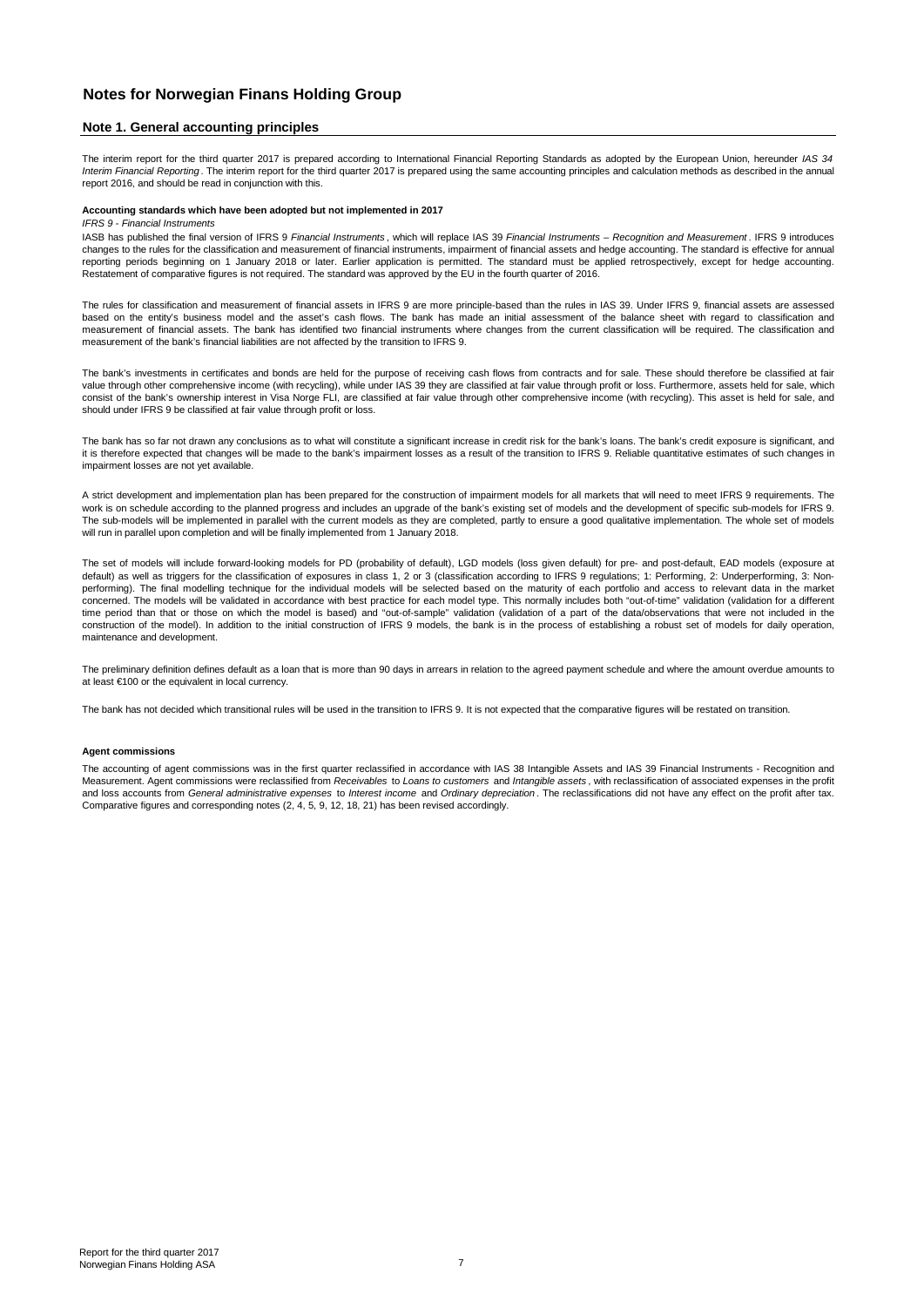# Notes for Norwegian Finans Holding Group

## Note 1. General accounting principles

The interim report for the third quarter 2017 is prepared according to International Financial Reporting Standards as adopted by the European Union, hereunder *IAS 34 Interim Financial Reporting*. The interim report for the third quarter 2017 is prepared using the same accounting principles and calculation methods as described in the annual report 2016, and should be read in conjunction with this.

**Accounting standards which have been adopted but not implemented in 2017**

*IFRS 9 - Financial Instruments*

IASB has published the final version of IFRS 9 *Financial Instruments*, which will replace IAS 39 *Financial Instruments – Recognition and Measurement*. IFRS 9 introduces changes to the rules for the classification and measurement of financial instruments, impairment of financial assets and hedge accounting. The standard is effective for annual reporting periods beginning on 1 January 2018 or later. Earlier application is permitted. The standard must be applied retrospectively, except for hedge accounting. Restatement of comparative figures is not required. The standard was approved by the EU in the fourth quarter of 2016.

The rules for classification and measurement of financial assets in IFRS 9 are more principle-based than the rules in IAS 39. Under IFRS 9, financial assets are assessed based on the entity's business model and the asset's cash flows. The bank has made an initial assessment of the balance sheet with regard to classification and measurement of financial assets. The bank has identified two financial instruments where changes from the current classification will be required. The classification and measurement of the bank's financial liabilities are not affected by the transition to IFRS 9.

The bank's investments in certificates and bonds are held for the purpose of receiving cash flows from contracts and for sale. These should therefore be classified at fair value through other comprehensive income (with recycling), while under IAS 39 they are classified at fair value through profit or loss. Furthermore, assets held for sale, which consist of the bank's ownership interest in Visa Norge FLI, are classified at fair value through other comprehensive income (with recycling). This asset is held for sale, and should under IFRS 9 be classified at fair value through profit or loss.

The bank has so far not drawn any conclusions as to what will constitute a significant increase in credit risk for the bank's loans. The bank's credit exposure is significant, and it is therefore expected that changes will be made to the bank's impairment losses as a result of the transition to IFRS 9. Reliable quantitative estimates of such changes in impairment losses are not yet available.

A strict development and implementation plan has been prepared for the construction of impairment models for all markets that will need to meet IFRS 9 requirements. The work is on schedule according to the planned progress and includes an upgrade of the bank's existing set of models and the development of specific sub-models for IFRS 9. The sub-models will be implemented in parallel with the current models as they are completed, partly to ensure a good qualitative implementation. The whole set of models will run in parallel upon completion and will be finally implemented from 1 January 2018.

The set of models will include forward-looking models for PD (probability of default), LGD models (loss given default) for pre- and post-default, EAD models (exposure at default) as well as triggers for the classification of exposures in class 1, 2 or 3 (classification according to IFRS 9 regulations; 1: Performing, 2: Underperforming, 3: Non-performing). The final modelling technique for the individual models will be selected based on the maturity of each portfolio and access to relevant data in the market concerned. The models will be validated in accordance with best practice for each model type. This normally includes both "out-of-time" validation (validation for a different time period than that or those on which the model is based) and "out-of-sample" validation (validation of a part of the data/observations that were not included in the construction of the model). In addition to the initial construction of IFRS 9 models, the bank is in the process of establishing a robust set of models for daily operation, maintenance and development.

The preliminary definition defines default as a loan that is more than 90 days in arrears in relation to the agreed payment schedule and where the amount overdue amounts to at least €100 or the equivalent in local currency.

The bank has not decided which transitional rules will be used in the transition to IFRS 9. It is not expected that the comparative figures will be restated on transition.

**Agent commissions**

The accounting of agent commissions was in the first quarter reclassified in accordance with IAS 38 Intangible Assets and IAS 39 Financial Instruments - Recognition and Measurement. Agent commissions were reclassified from *Receivables* to *Loans to customers* and *Intangible assets*, with reclassification of associated expenses in the profit and loss accounts from *General administrative expenses* to *Interest income* and *Ordinary depreciation*. The reclassifications did not have any effect on the profit after tax. Comparative figures and corresponding notes (2, 4, 5, 9, 12, 18, 21) has been revised accordingly.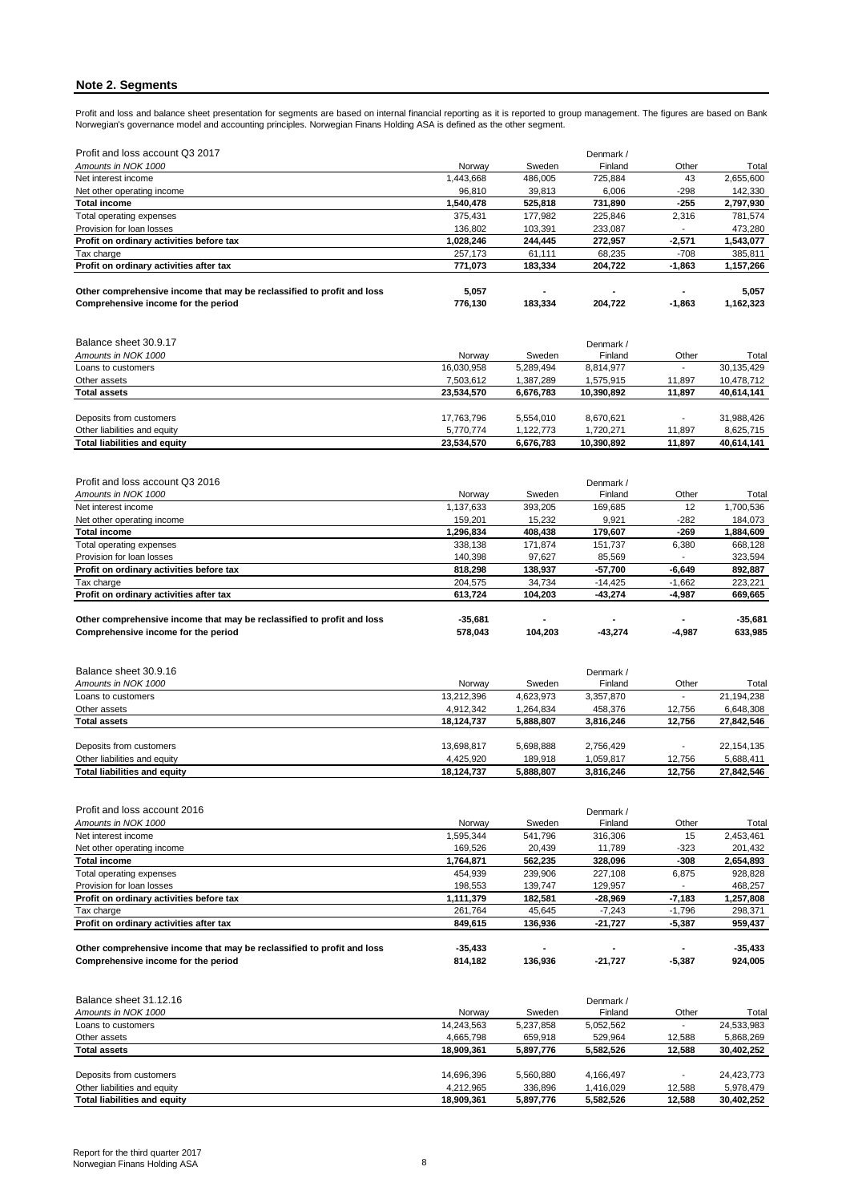## Note 2. Segments

Profit and loss and balance sheet presentation for segments are based on internal financial reporting as it is reported to group management. The figures are based on Bank Norwegian's governance model and accounting principles. Norwegian Finans Holding ASA is defined as the other segment.

| Profit and loss account Q3 2017 | | | Denmark / | | |
|---|---|---|---|---|---|
| *Amounts in NOK 1000* | Norway | Sweden | Finland | Other | Total |
| Net interest income | 1,443,668 | 486,005 | 725,884 | 43 | 2,655,600 |
| Net other operating income | 96,810 | 39,813 | 6,006 | -298 | 142,330 |
| **Total income** | **1,540,478** | **525,818** | **731,890** | **-255** | **2,797,930** |
| Total operating expenses | 375,431 | 177,982 | 225,846 | 2,316 | 781,574 |
| Provision for loan losses | 136,802 | 103,391 | 233,087 | - | 473,280 |
| **Profit on ordinary activities before tax** | **1,028,246** | **244,445** | **272,957** | **-2,571** | **1,543,077** |
| Tax charge | 257,173 | 61,111 | 68,235 | -708 | 385,811 |
| **Profit on ordinary activities after tax** | **771,073** | **183,334** | **204,722** | **-1,863** | **1,157,266** |
| | | | | | |
| **Other comprehensive income that may be reclassified to profit and loss** | **5,057** | **-** | **-** | **-** | **5,057** |
| **Comprehensive income for the period** | **776,130** | **183,334** | **204,722** | **-1,863** | **1,162,323** |

| Balance sheet 30.9.17 | | | Denmark / | | |
|---|---|---|---|---|---|
| *Amounts in NOK 1000* | Norway | Sweden | Finland | Other | Total |
| Loans to customers | 16,030,958 | 5,289,494 | 8,814,977 | - | 30,135,429 |
| Other assets | 7,503,612 | 1,387,289 | 1,575,915 | 11,897 | 10,478,712 |
| **Total assets** | **23,534,570** | **6,676,783** | **10,390,892** | **11,897** | **40,614,141** |
| | | | | | |
| Deposits from customers | 17,763,796 | 5,554,010 | 8,670,621 | - | 31,988,426 |
| Other liabilities and equity | 5,770,774 | 1,122,773 | 1,720,271 | 11,897 | 8,625,715 |
| **Total liabilities and equity** | **23,534,570** | **6,676,783** | **10,390,892** | **11,897** | **40,614,141** |

| Profit and loss account Q3 2016 | | | Denmark / | | |
|---|---|---|---|---|---|
| *Amounts in NOK 1000* | Norway | Sweden | Finland | Other | Total |
| Net interest income | 1,137,633 | 393,205 | 169,685 | 12 | 1,700,536 |
| Net other operating income | 159,201 | 15,232 | 9,921 | -282 | 184,073 |
| **Total income** | **1,296,834** | **408,438** | **179,607** | **-269** | **1,884,609** |
| Total operating expenses | 338,138 | 171,874 | 151,737 | 6,380 | 668,128 |
| Provision for loan losses | 140,398 | 97,627 | 85,569 | - | 323,594 |
| **Profit on ordinary activities before tax** | **818,298** | **138,937** | **-57,700** | **-6,649** | **892,887** |
| Tax charge | 204,575 | 34,734 | -14,425 | -1,662 | 223,221 |
| **Profit on ordinary activities after tax** | **613,724** | **104,203** | **-43,274** | **-4,987** | **669,665** |
| | | | | | |
| **Other comprehensive income that may be reclassified to profit and loss** | **-35,681** | **-** | **-** | **-** | **-35,681** |
| **Comprehensive income for the period** | **578,043** | **104,203** | **-43,274** | **-4,987** | **633,985** |

| Balance sheet 30.9.16 | | | Denmark / | | |
|---|---|---|---|---|---|
| *Amounts in NOK 1000* | Norway | Sweden | Finland | Other | Total |
| Loans to customers | 13,212,396 | 4,623,973 | 3,357,870 | - | 21,194,238 |
| Other assets | 4,912,342 | 1,264,834 | 458,376 | 12,756 | 6,648,308 |
| **Total assets** | **18,124,737** | **5,888,807** | **3,816,246** | **12,756** | **27,842,546** |
| | | | | | |
| Deposits from customers | 13,698,817 | 5,698,888 | 2,756,429 | - | 22,154,135 |
| Other liabilities and equity | 4,425,920 | 189,918 | 1,059,817 | 12,756 | 5,688,411 |
| **Total liabilities and equity** | **18,124,737** | **5,888,807** | **3,816,246** | **12,756** | **27,842,546** |

| Profit and loss account 2016 | | | Denmark / | | |
|---|---|---|---|---|---|
| *Amounts in NOK 1000* | Norway | Sweden | Finland | Other | Total |
| Net interest income | 1,595,344 | 541,796 | 316,306 | 15 | 2,453,461 |
| Net other operating income | 169,526 | 20,439 | 11,789 | -323 | 201,432 |
| **Total income** | **1,764,871** | **562,235** | **328,096** | **-308** | **2,654,893** |
| Total operating expenses | 454,939 | 239,906 | 227,108 | 6,875 | 928,828 |
| Provision for loan losses | 198,553 | 139,747 | 129,957 | - | 468,257 |
| **Profit on ordinary activities before tax** | **1,111,379** | **182,581** | **-28,969** | **-7,183** | **1,257,808** |
| Tax charge | 261,764 | 45,645 | -7,243 | -1,796 | 298,371 |
| **Profit on ordinary activities after tax** | **849,615** | **136,936** | **-21,727** | **-5,387** | **959,437** |
| | | | | | |
| **Other comprehensive income that may be reclassified to profit and loss** | **-35,433** | **-** | **-** | **-** | **-35,433** |
| **Comprehensive income for the period** | **814,182** | **136,936** | **-21,727** | **-5,387** | **924,005** |

| Balance sheet 31.12.16 | | | Denmark / | | |
|---|---|---|---|---|---|
| *Amounts in NOK 1000* | Norway | Sweden | Finland | Other | Total |
| Loans to customers | 14,243,563 | 5,237,858 | 5,052,562 | - | 24,533,983 |
| Other assets | 4,665,798 | 659,918 | 529,964 | 12,588 | 5,868,269 |
| **Total assets** | **18,909,361** | **5,897,776** | **5,582,526** | **12,588** | **30,402,252** |
| | | | | | |
| Deposits from customers | 14,696,396 | 5,560,880 | 4,166,497 | - | 24,423,773 |
| Other liabilities and equity | 4,212,965 | 336,896 | 1,416,029 | 12,588 | 5,978,479 |
| **Total liabilities and equity** | **18,909,361** | **5,897,776** | **5,582,526** | **12,588** | **30,402,252** |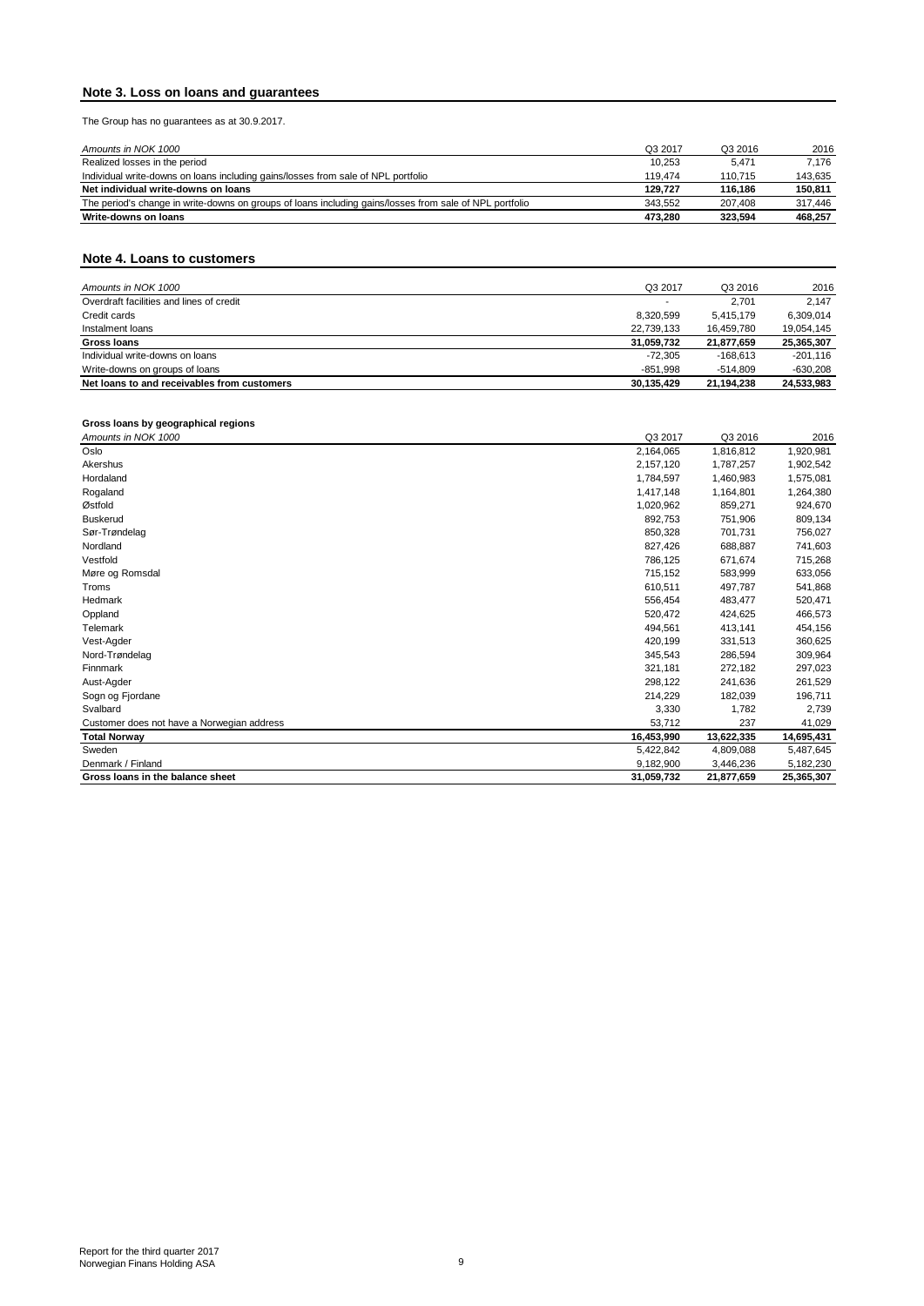## Note 3. Loss on loans and guarantees

The Group has no guarantees as at 30.9.2017.

| *Amounts in NOK 1000* | Q3 2017 | Q3 2016 | 2016 |
|---|---|---|---|
| Realized losses in the period | 10,253 | 5,471 | 7,176 |
| Individual write-downs on loans including gains/losses from sale of NPL portfolio | 119,474 | 110,715 | 143,635 |
| **Net individual write-downs on loans** | **129,727** | **116,186** | **150,811** |
| The period's change in write-downs on groups of loans including gains/losses from sale of NPL portfolio | 343,552 | 207,408 | 317,446 |
| **Write-downs on loans** | **473,280** | **323,594** | **468,257** |

## Note 4. Loans to customers

| *Amounts in NOK 1000* | Q3 2017 | Q3 2016 | 2016 |
|---|---|---|---|
| Overdraft facilities and lines of credit | - | 2,701 | 2,147 |
| Credit cards | 8,320,599 | 5,415,179 | 6,309,014 |
| Instalment loans | 22,739,133 | 16,459,780 | 19,054,145 |
| **Gross loans** | **31,059,732** | **21,877,659** | **25,365,307** |
| Individual write-downs on loans | -72,305 | -168,613 | -201,116 |
| Write-downs on groups of loans | -851,998 | -514,809 | -630,208 |
| **Net loans to and receivables from customers** | **30,135,429** | **21,194,238** | **24,533,983** |

**Gross loans by geographical regions**

| *Amounts in NOK 1000* | Q3 2017 | Q3 2016 | 2016 |
|---|---|---|---|
| Oslo | 2,164,065 | 1,816,812 | 1,920,981 |
| Akershus | 2,157,120 | 1,787,257 | 1,902,542 |
| Hordaland | 1,784,597 | 1,460,983 | 1,575,081 |
| Rogaland | 1,417,148 | 1,164,801 | 1,264,380 |
| Østfold | 1,020,962 | 859,271 | 924,670 |
| Buskerud | 892,753 | 751,906 | 809,134 |
| Sør-Trøndelag | 850,328 | 701,731 | 756,027 |
| Nordland | 827,426 | 688,887 | 741,603 |
| Vestfold | 786,125 | 671,674 | 715,268 |
| Møre og Romsdal | 715,152 | 583,999 | 633,056 |
| Troms | 610,511 | 497,787 | 541,868 |
| Hedmark | 556,454 | 483,477 | 520,471 |
| Oppland | 520,472 | 424,625 | 466,573 |
| Telemark | 494,561 | 413,141 | 454,156 |
| Vest-Agder | 420,199 | 331,513 | 360,625 |
| Nord-Trøndelag | 345,543 | 286,594 | 309,964 |
| Finnmark | 321,181 | 272,182 | 297,023 |
| Aust-Agder | 298,122 | 241,636 | 261,529 |
| Sogn og Fjordane | 214,229 | 182,039 | 196,711 |
| Svalbard | 3,330 | 1,782 | 2,739 |
| Customer does not have a Norwegian address | 53,712 | 237 | 41,029 |
| **Total Norway** | **16,453,990** | **13,622,335** | **14,695,431** |
| Sweden | 5,422,842 | 4,809,088 | 5,487,645 |
| Denmark / Finland | 9,182,900 | 3,446,236 | 5,182,230 |
| **Gross loans in the balance sheet** | **31,059,732** | **21,877,659** | **25,365,307** |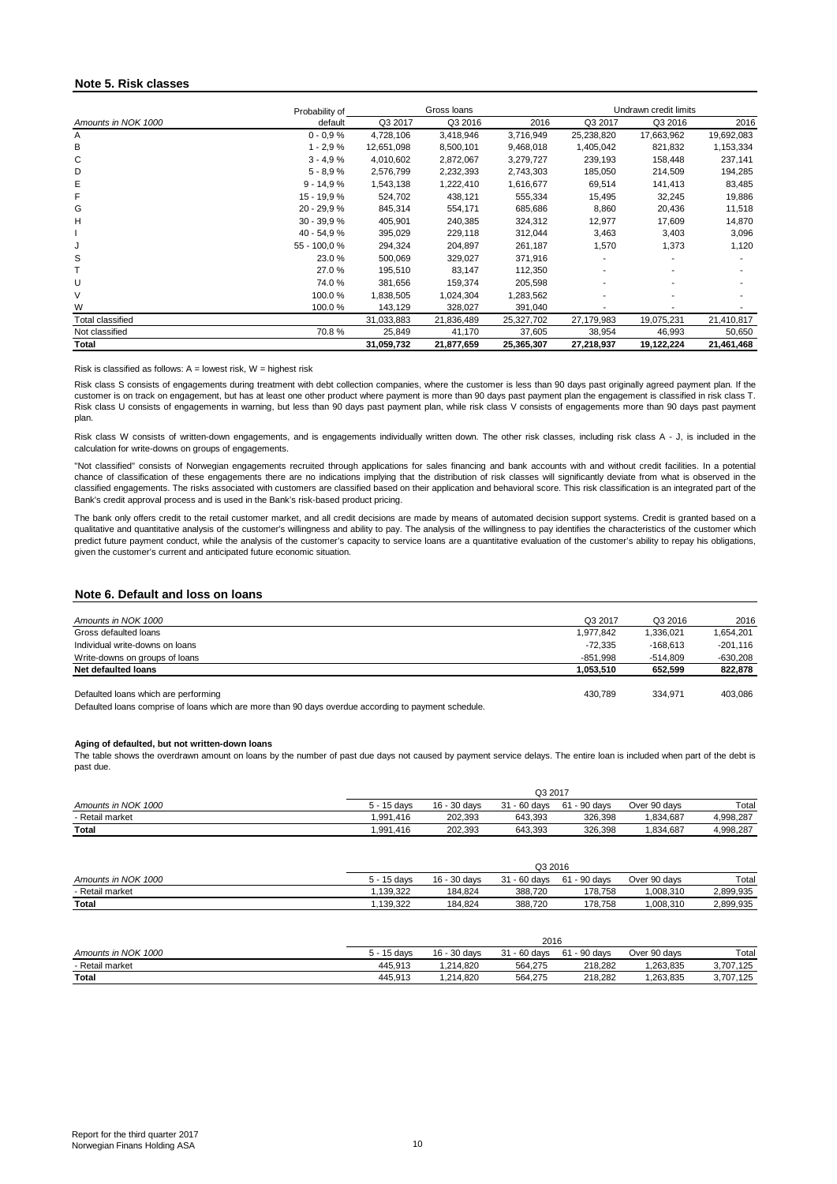## Note 5. Risk classes

| Amounts in NOK 1000 | Probability of default | Gross loans | | | Undrawn credit limits | | |
|---|---|---|---|---|---|---|---|
| | | Q3 2017 | Q3 2016 | 2016 | Q3 2017 | Q3 2016 | 2016 |
| A | 0 - 0,9 % | 4,728,106 | 3,418,946 | 3,716,949 | 25,238,820 | 17,663,962 | 19,692,083 |
| B | 1 - 2,9 % | 12,651,098 | 8,500,101 | 9,468,018 | 1,405,042 | 821,832 | 1,153,334 |
| C | 3 - 4,9 % | 4,010,602 | 2,872,067 | 3,279,727 | 239,193 | 158,448 | 237,141 |
| D | 5 - 8,9 % | 2,576,799 | 2,232,393 | 2,743,303 | 185,050 | 214,509 | 194,285 |
| E | 9 - 14,9 % | 1,543,138 | 1,222,410 | 1,616,677 | 69,514 | 141,413 | 83,485 |
| F | 15 - 19,9 % | 524,702 | 438,121 | 555,334 | 15,495 | 32,245 | 19,886 |
| G | 20 - 29,9 % | 845,314 | 554,171 | 685,686 | 8,860 | 20,436 | 11,518 |
| H | 30 - 39,9 % | 405,901 | 240,385 | 324,312 | 12,977 | 17,609 | 14,870 |
| I | 40 - 54,9 % | 395,029 | 229,118 | 312,044 | 3,463 | 3,403 | 3,096 |
| J | 55 - 100,0 % | 294,324 | 204,897 | 261,187 | 1,570 | 1,373 | 1,120 |
| S | 23.0 % | 500,069 | 329,027 | 371,916 | - | - | - |
| T | 27.0 % | 195,510 | 83,147 | 112,350 | - | - | - |
| U | 74.0 % | 381,656 | 159,374 | 205,598 | - | - | - |
| V | 100.0 % | 1,838,505 | 1,024,304 | 1,283,562 | - | - | - |
| W | 100.0 % | 143,129 | 328,027 | 391,040 | - | - | - |
| Total classified | | 31,033,883 | 21,836,489 | 25,327,702 | 27,179,983 | 19,075,231 | 21,410,817 |
| Not classified | 70.8 % | 25,849 | 41,170 | 37,605 | 38,954 | 46,993 | 50,650 |
| **Total** | | **31,059,732** | **21,877,659** | **25,365,307** | **27,218,937** | **19,122,224** | **21,461,468** |

Risk is classified as follows: A = lowest risk, W = highest risk

Risk class S consists of engagements during treatment with debt collection companies, where the customer is less than 90 days past originally agreed payment plan. If the customer is on track on engagement, but has at least one other product where payment is more than 90 days past payment plan the engagement is classified in risk class T. Risk class U consists of engagements in warning, but less than 90 days past payment plan, while risk class V consists of engagements more than 90 days past payment plan.

Risk class W consists of written-down engagements, and is engagements individually written down. The other risk classes, including risk class A - J, is included in the calculation for write-downs on groups of engagements.

"Not classified" consists of Norwegian engagements recruited through applications for sales financing and bank accounts with and without credit facilities. In a potential chance of classification of these engagements there are no indications implying that the distribution of risk classes will significantly deviate from what is observed in the classified engagements. The risks associated with customers are classified based on their application and behavioral score. This risk classification is an integrated part of the Bank's credit approval process and is used in the Bank's risk-based product pricing.

The bank only offers credit to the retail customer market, and all credit decisions are made by means of automated decision support systems. Credit is granted based on a qualitative and quantitative analysis of the customer's willingness and ability to pay. The analysis of the willingness to pay identifies the characteristics of the customer which predict future payment conduct, while the analysis of the customer's capacity to service loans are a quantitative evaluation of the customer's ability to repay his obligations, given the customer's current and anticipated future economic situation.

## Note 6. Default and loss on loans

| Amounts in NOK 1000 | Q3 2017 | Q3 2016 | 2016 |
|---|---|---|---|
| Gross defaulted loans | 1,977,842 | 1,336,021 | 1,654,201 |
| Individual write-downs on loans | -72,335 | -168,613 | -201,116 |
| Write-downs on groups of loans | -851,998 | -514,809 | -630,208 |
| **Net defaulted loans** | **1,053,510** | **652,599** | **822,878** |
| | | | |
| Defaulted loans which are performing | 430,789 | 334,971 | 403,086 |

Defaulted loans comprise of loans which are more than 90 days overdue according to payment schedule.

### Aging of defaulted, but not written-down loans

The table shows the overdrawn amount on loans by the number of past due days not caused by payment service delays. The entire loan is included when part of the debt is past due.

| Amounts in NOK 1000 | Q3 2017 | | | | | |
|---|---|---|---|---|---|---|
| | 5 - 15 days | 16 - 30 days | 31 - 60 days | 61 - 90 days | Over 90 days | Total |
| - Retail market | 1,991,416 | 202,393 | 643,393 | 326,398 | 1,834,687 | 4,998,287 |
| **Total** | 1,991,416 | 202,393 | 643,393 | 326,398 | 1,834,687 | 4,998,287 |

| Amounts in NOK 1000 | Q3 2016 | | | | | |
|---|---|---|---|---|---|---|
| | 5 - 15 days | 16 - 30 days | 31 - 60 days | 61 - 90 days | Over 90 days | Total |
| - Retail market | 1,139,322 | 184,824 | 388,720 | 178,758 | 1,008,310 | 2,899,935 |
| **Total** | 1,139,322 | 184,824 | 388,720 | 178,758 | 1,008,310 | 2,899,935 |

| Amounts in NOK 1000 | 2016 | | | | | |
|---|---|---|---|---|---|---|
| | 5 - 15 days | 16 - 30 days | 31 - 60 days | 61 - 90 days | Over 90 days | Total |
| - Retail market | 445,913 | 1,214,820 | 564,275 | 218,282 | 1,263,835 | 3,707,125 |
| **Total** | 445,913 | 1,214,820 | 564,275 | 218,282 | 1,263,835 | 3,707,125 |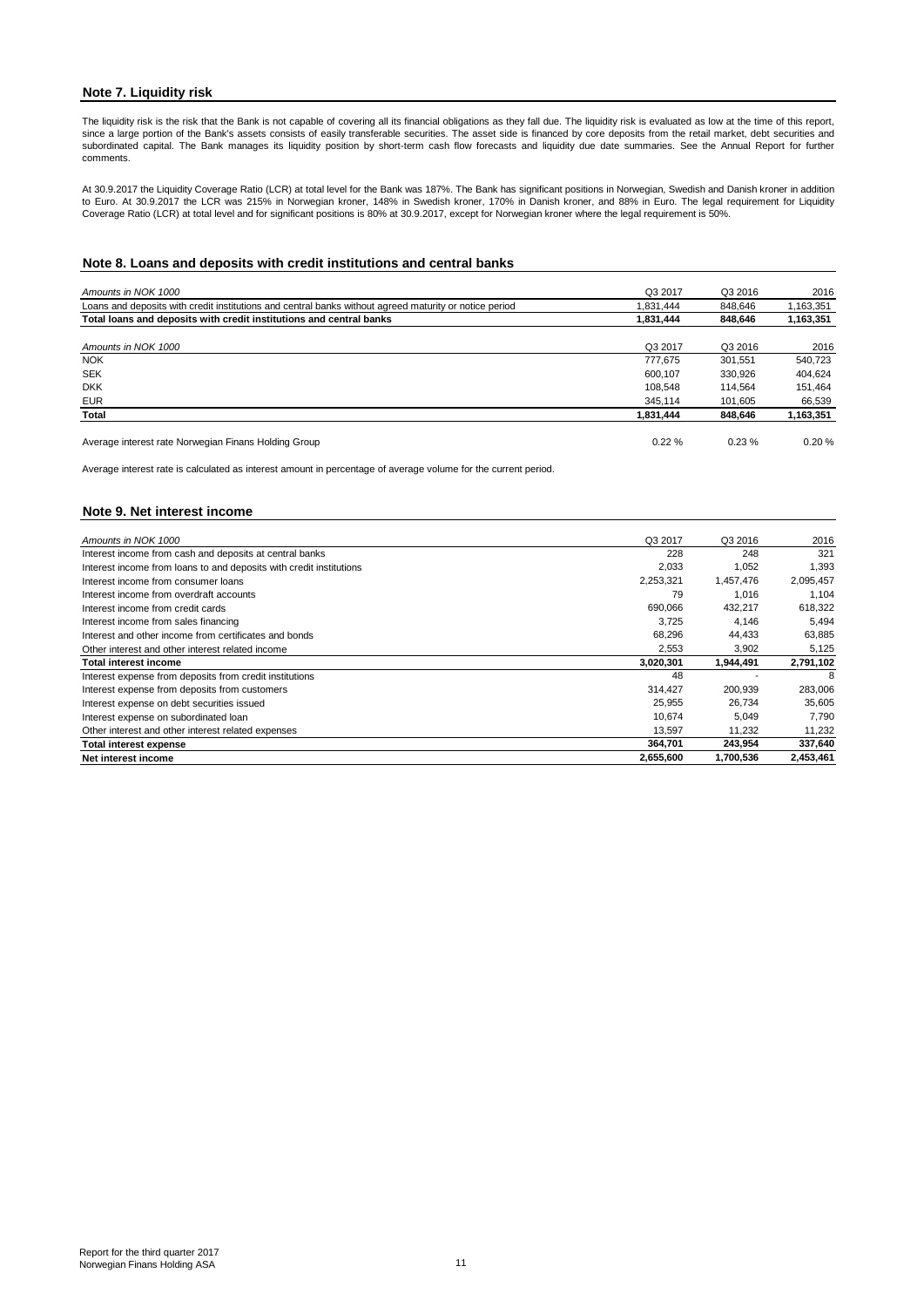## Note 7. Liquidity risk

The liquidity risk is the risk that the Bank is not capable of covering all its financial obligations as they fall due. The liquidity risk is evaluated as low at the time of this report, since a large portion of the Bank's assets consists of easily transferable securities. The asset side is financed by core deposits from the retail market, debt securities and subordinated capital. The Bank manages its liquidity position by short-term cash flow forecasts and liquidity due date summaries. See the Annual Report for further comments.

At 30.9.2017 the Liquidity Coverage Ratio (LCR) at total level for the Bank was 187%. The Bank has significant positions in Norwegian, Swedish and Danish kroner in addition to Euro. At 30.9.2017 the LCR was 215% in Norwegian kroner, 148% in Swedish kroner, 170% in Danish kroner, and 88% in Euro. The legal requirement for Liquidity Coverage Ratio (LCR) at total level and for significant positions is 80% at 30.9.2017, except for Norwegian kroner where the legal requirement is 50%.

## Note 8. Loans and deposits with credit institutions and central banks

| *Amounts in NOK 1000* | Q3 2017 | Q3 2016 | 2016 |
|---|---|---|---|
| Loans and deposits with credit institutions and central banks without agreed maturity or notice period | 1,831,444 | 848,646 | 1,163,351 |
| **Total loans and deposits with credit institutions and central banks** | **1,831,444** | **848,646** | **1,163,351** |

| *Amounts in NOK 1000* | Q3 2017 | Q3 2016 | 2016 |
|---|---|---|---|
| NOK | 777,675 | 301,551 | 540,723 |
| SEK | 600,107 | 330,926 | 404,624 |
| DKK | 108,548 | 114,564 | 151,464 |
| EUR | 345,114 | 101,605 | 66,539 |
| **Total** | **1,831,444** | **848,646** | **1,163,351** |
| | | | |
| Average interest rate Norwegian Finans Holding Group | 0.22 % | 0.23 % | 0.20 % |

Average interest rate is calculated as interest amount in percentage of average volume for the current period.

## Note 9. Net interest income

| *Amounts in NOK 1000* | Q3 2017 | Q3 2016 | 2016 |
|---|---|---|---|
| Interest income from cash and deposits at central banks | 228 | 248 | 321 |
| Interest income from loans to and deposits with credit institutions | 2,033 | 1,052 | 1,393 |
| Interest income from consumer loans | 2,253,321 | 1,457,476 | 2,095,457 |
| Interest income from overdraft accounts | 79 | 1,016 | 1,104 |
| Interest income from credit cards | 690,066 | 432,217 | 618,322 |
| Interest income from sales financing | 3,725 | 4,146 | 5,494 |
| Interest and other income from certificates and bonds | 68,296 | 44,433 | 63,885 |
| Other interest and other interest related income | 2,553 | 3,902 | 5,125 |
| **Total interest income** | **3,020,301** | **1,944,491** | **2,791,102** |
| Interest expense from deposits from credit institutions | 48 | - | 8 |
| Interest expense from deposits from customers | 314,427 | 200,939 | 283,006 |
| Interest expense on debt securities issued | 25,955 | 26,734 | 35,605 |
| Interest expense on subordinated loan | 10,674 | 5,049 | 7,790 |
| Other interest and other interest related expenses | 13,597 | 11,232 | 11,232 |
| **Total interest expense** | **364,701** | **243,954** | **337,640** |
| **Net interest income** | **2,655,600** | **1,700,536** | **2,453,461** |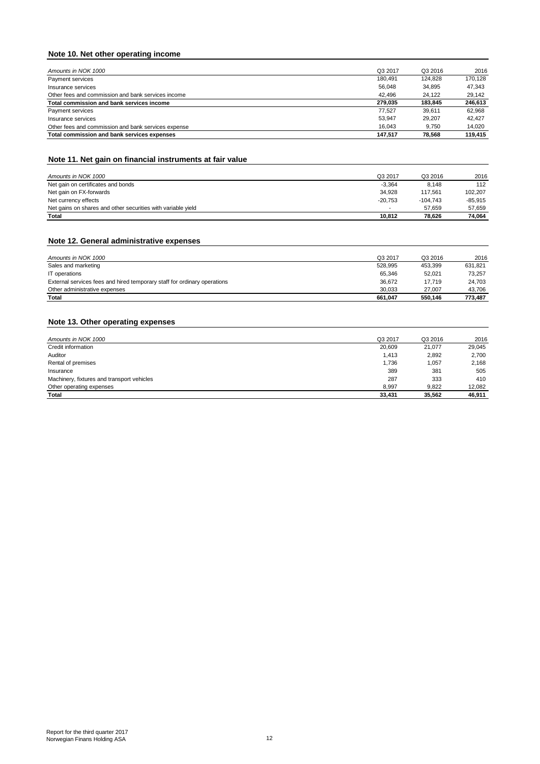## Note 10. Net other operating income

| *Amounts in NOK 1000* | Q3 2017 | Q3 2016 | 2016 |
|---|---|---|---|
| Payment services | 180,491 | 124,828 | 170,128 |
| Insurance services | 56,048 | 34,895 | 47,343 |
| Other fees and commission and bank services income | 42,496 | 24,122 | 29,142 |
| **Total commission and bank services income** | **279,035** | **183,845** | **246,613** |
| Payment services | 77,527 | 39,611 | 62,968 |
| Insurance services | 53,947 | 29,207 | 42,427 |
| Other fees and commission and bank services expense | 16,043 | 9,750 | 14,020 |
| **Total commission and bank services expenses** | **147,517** | **78,568** | **119,415** |

## Note 11. Net gain on financial instruments at fair value

| *Amounts in NOK 1000* | Q3 2017 | Q3 2016 | 2016 |
|---|---|---|---|
| Net gain on certificates and bonds | -3,364 | 8,148 | 112 |
| Net gain on FX-forwards | 34,928 | 117,561 | 102,207 |
| Net currency effects | -20,753 | -104,743 | -85,915 |
| Net gains on shares and other securities with variable yield | - | 57,659 | 57,659 |
| **Total** | **10,812** | **78,626** | **74,064** |

## Note 12. General administrative expenses

| *Amounts in NOK 1000* | Q3 2017 | Q3 2016 | 2016 |
|---|---|---|---|
| Sales and marketing | 528,995 | 453,399 | 631,821 |
| IT operations | 65,346 | 52,021 | 73,257 |
| External services fees and hired temporary staff for ordinary operations | 36,672 | 17,719 | 24,703 |
| Other administrative expenses | 30,033 | 27,007 | 43,706 |
| **Total** | **661,047** | **550,146** | **773,487** |

## Note 13. Other operating expenses

| *Amounts in NOK 1000* | Q3 2017 | Q3 2016 | 2016 |
|---|---|---|---|
| Credit information | 20,609 | 21,077 | 29,045 |
| Auditor | 1,413 | 2,892 | 2,700 |
| Rental of premises | 1,736 | 1,057 | 2,168 |
| Insurance | 389 | 381 | 505 |
| Machinery, fixtures and transport vehicles | 287 | 333 | 410 |
| Other operating expenses | 8,997 | 9,822 | 12,082 |
| **Total** | **33,431** | **35,562** | **46,911** |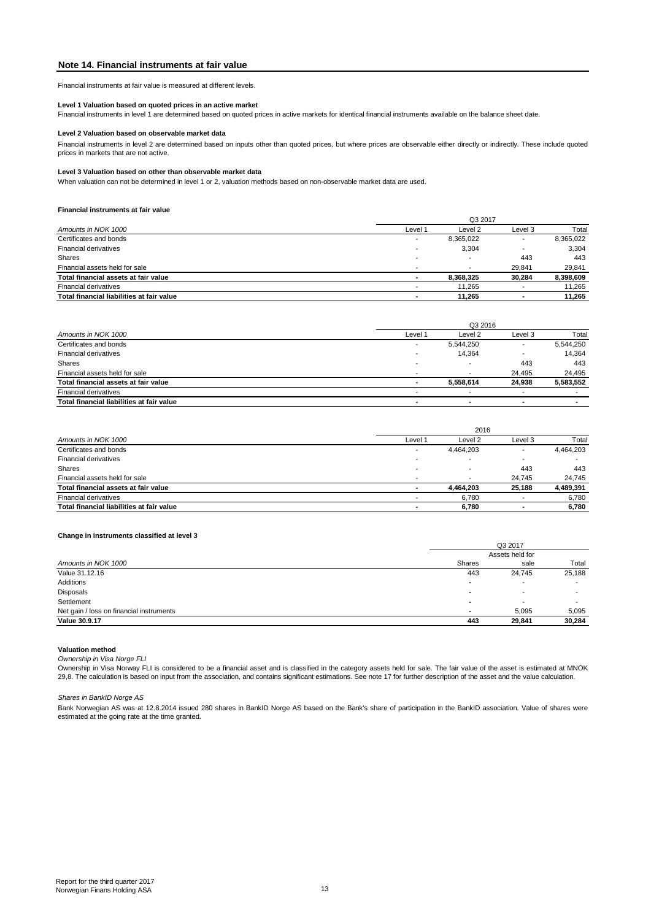## Note 14. Financial instruments at fair value

Financial instruments at fair value is measured at different levels.

**Level 1 Valuation based on quoted prices in an active market**

Financial instruments in level 1 are determined based on quoted prices in active markets for identical financial instruments available on the balance sheet date.

**Level 2 Valuation based on observable market data**

Financial instruments in level 2 are determined based on inputs other than quoted prices, but where prices are observable either directly or indirectly. These include quoted prices in markets that are not active.

**Level 3 Valuation based on other than observable market data**

When valuation can not be determined in level 1 or 2, valuation methods based on non-observable market data are used.

**Financial instruments at fair value**

| | Q3 2017 | | | |
|---|---|---|---|---|
| *Amounts in NOK 1000* | Level 1 | Level 2 | Level 3 | Total |
| Certificates and bonds | - | 8,365,022 | - | 8,365,022 |
| Financial derivatives | - | 3,304 | - | 3,304 |
| Shares | - | - | 443 | 443 |
| Financial assets held for sale | - | - | 29,841 | 29,841 |
| **Total financial assets at fair value** | **-** | **8,368,325** | **30,284** | **8,398,609** |
| Financial derivatives | - | 11,265 | - | 11,265 |
| **Total financial liabilities at fair value** | **-** | **11,265** | **-** | **11,265** |

| | Q3 2016 | | | |
|---|---|---|---|---|
| *Amounts in NOK 1000* | Level 1 | Level 2 | Level 3 | Total |
| Certificates and bonds | - | 5,544,250 | - | 5,544,250 |
| Financial derivatives | - | 14,364 | - | 14,364 |
| Shares | - | - | 443 | 443 |
| Financial assets held for sale | - | - | 24,495 | 24,495 |
| **Total financial assets at fair value** | **-** | **5,558,614** | **24,938** | **5,583,552** |
| Financial derivatives | - | - | - | - |
| **Total financial liabilities at fair value** | **-** | **-** | **-** | **-** |

| | 2016 | | | |
|---|---|---|---|---|
| *Amounts in NOK 1000* | Level 1 | Level 2 | Level 3 | Total |
| Certificates and bonds | - | 4,464,203 | - | 4,464,203 |
| Financial derivatives | - | - | - | - |
| Shares | - | - | 443 | 443 |
| Financial assets held for sale | - | - | 24,745 | 24,745 |
| **Total financial assets at fair value** | **-** | **4,464,203** | **25,188** | **4,489,391** |
| Financial derivatives | - | 6,780 | - | 6,780 |
| **Total financial liabilities at fair value** | **-** | **6,780** | **-** | **6,780** |

**Change in instruments classified at level 3**

| | Q3 2017 | | |
|---|---|---|---|
| *Amounts in NOK 1000* | Shares | Assets held for sale | Total |
| Value 31.12.16 | 443 | 24,745 | 25,188 |
| Additions | - | - | - |
| Disposals | - | - | - |
| Settlement | - | - | - |
| Net gain / loss on financial instruments | - | 5,095 | 5,095 |
| **Value 30.9.17** | **443** | **29,841** | **30,284** |

**Valuation method**

*Ownership in Visa Norge FLI*

Ownership in Visa Norway FLI is considered to be a financial asset and is classified in the category assets held for sale. The fair value of the asset is estimated at MNOK 29,8. The calculation is based on input from the association, and contains significant estimations. See note 17 for further description of the asset and the value calculation.

*Shares in BankID Norge AS*

Bank Norwegian AS was at 12.8.2014 issued 280 shares in BankID Norge AS based on the Bank's share of participation in the BankID association. Value of shares were estimated at the going rate at the time granted.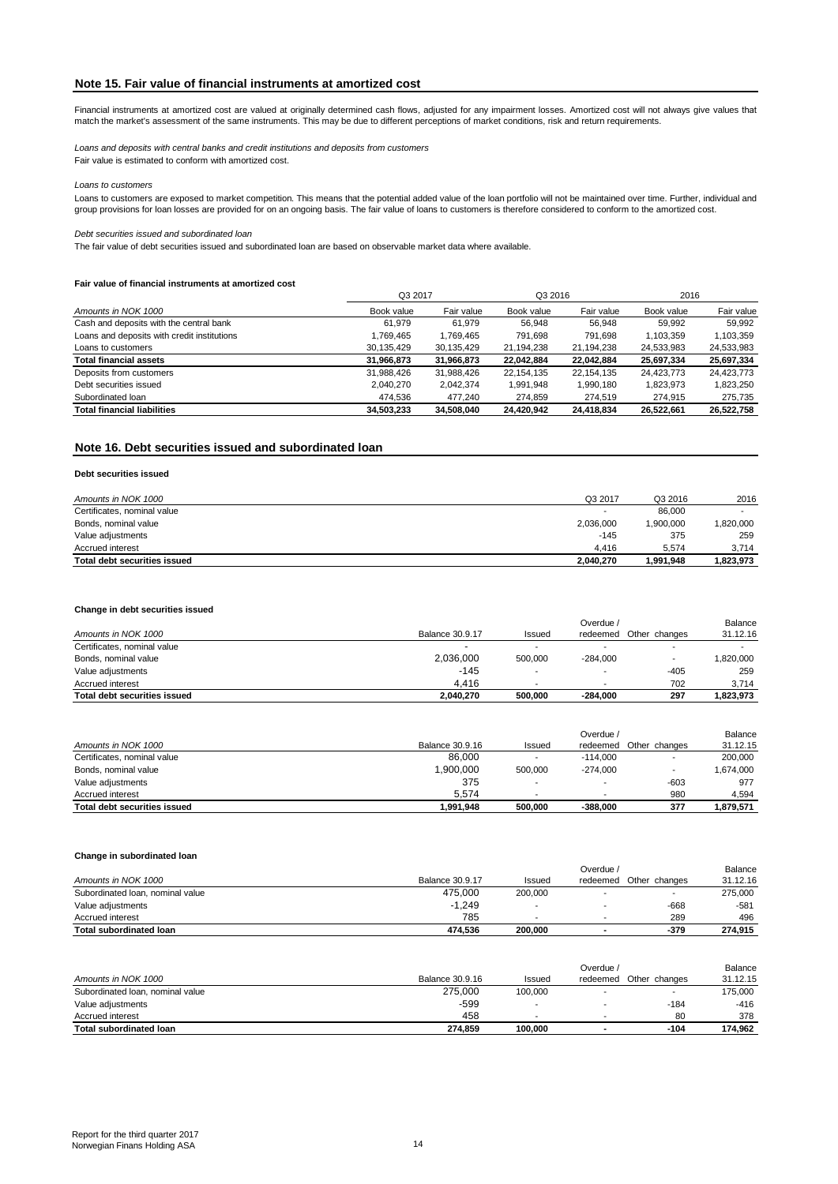## Note 15. Fair value of financial instruments at amortized cost

Financial instruments at amortized cost are valued at originally determined cash flows, adjusted for any impairment losses. Amortized cost will not always give values that match the market's assessment of the same instruments. This may be due to different perceptions of market conditions, risk and return requirements.

*Loans and deposits with central banks and credit institutions and deposits from customers*
Fair value is estimated to conform with amortized cost.

*Loans to customers*
Loans to customers are exposed to market competition. This means that the potential added value of the loan portfolio will not be maintained over time. Further, individual and group provisions for loan losses are provided for on an ongoing basis. The fair value of loans to customers is therefore considered to conform to the amortized cost.

*Debt securities issued and subordinated loan*
The fair value of debt securities issued and subordinated loan are based on observable market data where available.

**Fair value of financial instruments at amortized cost**

| | Q3 2017 | | Q3 2016 | | 2016 | |
|---|---|---|---|---|---|---|
| *Amounts in NOK 1000* | Book value | Fair value | Book value | Fair value | Book value | Fair value |
| Cash and deposits with the central bank | 61,979 | 61,979 | 56,948 | 56,948 | 59,992 | 59,992 |
| Loans and deposits with credit institutions | 1,769,465 | 1,769,465 | 791,698 | 791,698 | 1,103,359 | 1,103,359 |
| Loans to customers | 30,135,429 | 30,135,429 | 21,194,238 | 21,194,238 | 24,533,983 | 24,533,983 |
| **Total financial assets** | **31,966,873** | **31,966,873** | **22,042,884** | **22,042,884** | **25,697,334** | **25,697,334** |
| Deposits from customers | 31,988,426 | 31,988,426 | 22,154,135 | 22,154,135 | 24,423,773 | 24,423,773 |
| Debt securities issued | 2,040,270 | 2,042,374 | 1,991,948 | 1,990,180 | 1,823,973 | 1,823,250 |
| Subordinated loan | 474,536 | 477,240 | 274,859 | 274,519 | 274,915 | 275,735 |
| **Total financial liabilities** | **34,503,233** | **34,508,040** | **24,420,942** | **24,418,834** | **26,522,661** | **26,522,758** |

## Note 16. Debt securities issued and subordinated loan

**Debt securities issued**

| *Amounts in NOK 1000* | Q3 2017 | Q3 2016 | 2016 |
|---|---|---|---|
| Certificates, nominal value | - | 86,000 | - |
| Bonds, nominal value | 2,036,000 | 1,900,000 | 1,820,000 |
| Value adjustments | -145 | 375 | 259 |
| Accrued interest | 4,416 | 5,574 | 3,714 |
| **Total debt securities issued** | **2,040,270** | **1,991,948** | **1,823,973** |

**Change in debt securities issued**

| *Amounts in NOK 1000* | Balance 30.9.17 | Issued | Overdue / redeemed | Other changes | Balance 31.12.16 |
|---|---|---|---|---|---|
| Certificates, nominal value | - | - | - | - | - |
| Bonds, nominal value | 2,036,000 | 500,000 | -284,000 | - | 1,820,000 |
| Value adjustments | -145 | - | - | -405 | 259 |
| Accrued interest | 4,416 | - | - | 702 | 3,714 |
| **Total debt securities issued** | **2,040,270** | **500,000** | **-284,000** | **297** | **1,823,973** |

| *Amounts in NOK 1000* | Balance 30.9.16 | Issued | Overdue / redeemed | Other changes | Balance 31.12.15 |
|---|---|---|---|---|---|
| Certificates, nominal value | 86,000 | - | -114,000 | - | 200,000 |
| Bonds, nominal value | 1,900,000 | 500,000 | -274,000 | - | 1,674,000 |
| Value adjustments | 375 | - | - | -603 | 977 |
| Accrued interest | 5,574 | - | - | 980 | 4,594 |
| **Total debt securities issued** | **1,991,948** | **500,000** | **-388,000** | **377** | **1,879,571** |

**Change in subordinated loan**

| *Amounts in NOK 1000* | Balance 30.9.17 | Issued | Overdue / redeemed | Other changes | Balance 31.12.16 |
|---|---|---|---|---|---|
| Subordinated loan, nominal value | 475,000 | 200,000 | - | - | 275,000 |
| Value adjustments | -1,249 | - | - | -668 | -581 |
| Accrued interest | 785 | - | - | 289 | 496 |
| **Total subordinated loan** | **474,536** | **200,000** | **-** | **-379** | **274,915** |

| *Amounts in NOK 1000* | Balance 30.9.16 | Issued | Overdue / redeemed | Other changes | Balance 31.12.15 |
|---|---|---|---|---|---|
| Subordinated loan, nominal value | 275,000 | 100,000 | - | - | 175,000 |
| Value adjustments | -599 | - | - | -184 | -416 |
| Accrued interest | 458 | - | - | 80 | 378 |
| **Total subordinated loan** | **274,859** | **100,000** | **-** | **-104** | **174,962** |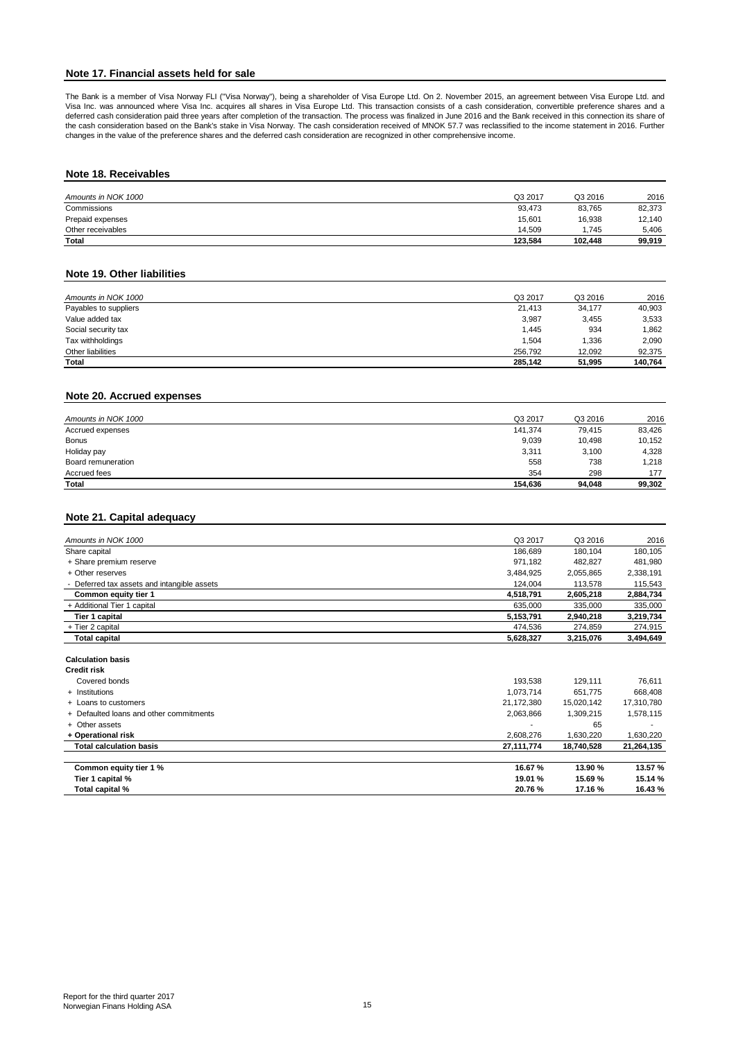## Note 17. Financial assets held for sale

The Bank is a member of Visa Norway FLI ("Visa Norway"), being a shareholder of Visa Europe Ltd. On 2. November 2015, an agreement between Visa Europe Ltd. and Visa Inc. was announced where Visa Inc. acquires all shares in Visa Europe Ltd. This transaction consists of a cash consideration, convertible preference shares and a deferred cash consideration paid three years after completion of the transaction. The process was finalized in June 2016 and the Bank received in this connection its share of the cash consideration based on the Bank's stake in Visa Norway. The cash consideration received of MNOK 57.7 was reclassified to the income statement in 2016. Further changes in the value of the preference shares and the deferred cash consideration are recognized in other comprehensive income.

## Note 18. Receivables

| *Amounts in NOK 1000* | Q3 2017 | Q3 2016 | 2016 |
|---|---|---|---|
| Commissions | 93,473 | 83,765 | 82,373 |
| Prepaid expenses | 15,601 | 16,938 | 12,140 |
| Other receivables | 14,509 | 1,745 | 5,406 |
| **Total** | **123,584** | **102,448** | **99,919** |

## Note 19. Other liabilities

| *Amounts in NOK 1000* | Q3 2017 | Q3 2016 | 2016 |
|---|---|---|---|
| Payables to suppliers | 21,413 | 34,177 | 40,903 |
| Value added tax | 3,987 | 3,455 | 3,533 |
| Social security tax | 1,445 | 934 | 1,862 |
| Tax withholdings | 1,504 | 1,336 | 2,090 |
| Other liabilities | 256,792 | 12,092 | 92,375 |
| **Total** | **285,142** | **51,995** | **140,764** |

## Note 20. Accrued expenses

| *Amounts in NOK 1000* | Q3 2017 | Q3 2016 | 2016 |
|---|---|---|---|
| Accrued expenses | 141,374 | 79,415 | 83,426 |
| Bonus | 9,039 | 10,498 | 10,152 |
| Holiday pay | 3,311 | 3,100 | 4,328 |
| Board remuneration | 558 | 738 | 1,218 |
| Accrued fees | 354 | 298 | 177 |
| **Total** | **154,636** | **94,048** | **99,302** |

## Note 21. Capital adequacy

| *Amounts in NOK 1000* | Q3 2017 | Q3 2016 | 2016 |
|---|---|---|---|
| Share capital | 186,689 | 180,104 | 180,105 |
| + Share premium reserve | 971,182 | 482,827 | 481,980 |
| + Other reserves | 3,484,925 | 2,055,865 | 2,338,191 |
| - Deferred tax assets and intangible assets | 124,004 | 113,578 | 115,543 |
| **Common equity tier 1** | **4,518,791** | **2,605,218** | **2,884,734** |
| + Additional Tier 1 capital | 635,000 | 335,000 | 335,000 |
| **Tier 1 capital** | **5,153,791** | **2,940,218** | **3,219,734** |
| + Tier 2 capital | 474,536 | 274,859 | 274,915 |
| **Total capital** | **5,628,327** | **3,215,076** | **3,494,649** |
| | | | |
| **Calculation basis** | | | |
| **Credit risk** | | | |
| Covered bonds | 193,538 | 129,111 | 76,611 |
| + Institutions | 1,073,714 | 651,775 | 668,408 |
| + Loans to customers | 21,172,380 | 15,020,142 | 17,310,780 |
| + Defaulted loans and other commitments | 2,063,866 | 1,309,215 | 1,578,115 |
| + Other assets | - | 65 | - |
| **+ Operational risk** | 2,608,276 | 1,630,220 | 1,630,220 |
| **Total calculation basis** | **27,111,774** | **18,740,528** | **21,264,135** |
| | | | |
| **Common equity tier 1 %** | **16.67 %** | **13.90 %** | **13.57 %** |
| **Tier 1 capital %** | **19.01 %** | **15.69 %** | **15.14 %** |
| **Total capital %** | **20.76 %** | **17.16 %** | **16.43 %** |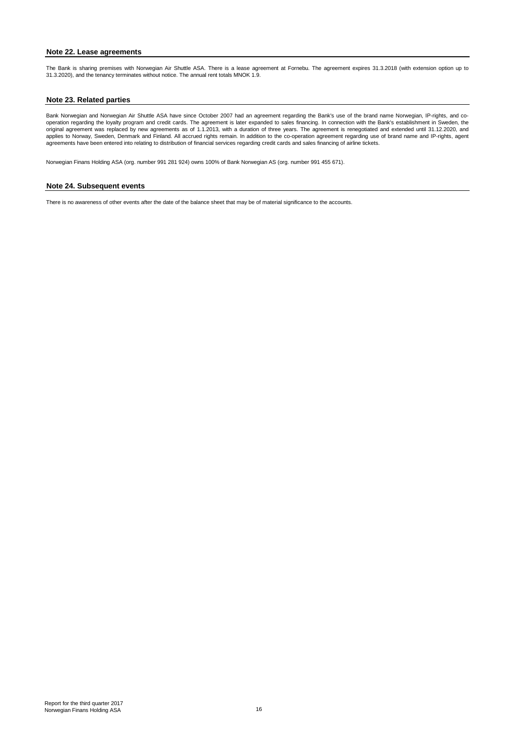## Note 22. Lease agreements

The Bank is sharing premises with Norwegian Air Shuttle ASA. There is a lease agreement at Fornebu. The agreement expires 31.3.2018 (with extension option up to 31.3.2020), and the tenancy terminates without notice. The annual rent totals MNOK 1.9.

## Note 23. Related parties

Bank Norwegian and Norwegian Air Shuttle ASA have since October 2007 had an agreement regarding the Bank's use of the brand name Norwegian, IP-rights, and co-operation regarding the loyalty program and credit cards. The agreement is later expanded to sales financing. In connection with the Bank's establishment in Sweden, the original agreement was replaced by new agreements as of 1.1.2013, with a duration of three years. The agreement is renegotiated and extended until 31.12.2020, and applies to Norway, Sweden, Denmark and Finland. All accrued rights remain. In addition to the co-operation agreement regarding use of brand name and IP-rights, agent agreements have been entered into relating to distribution of financial services regarding credit cards and sales financing of airline tickets.

Norwegian Finans Holding ASA (org. number 991 281 924) owns 100% of Bank Norwegian AS (org. number 991 455 671).

## Note 24. Subsequent events

There is no awareness of other events after the date of the balance sheet that may be of material significance to the accounts.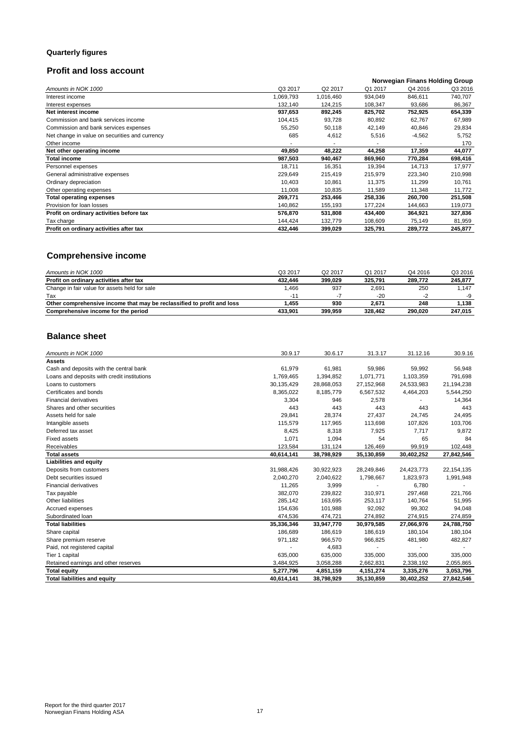## Quarterly figures

## Profit and loss account

| Amounts in NOK 1000 | Norwegian Finans Holding Group | | | | |
|---|---|---|---|---|---|
| | Q3 2017 | Q2 2017 | Q1 2017 | Q4 2016 | Q3 2016 |
| Interest income | 1,069,793 | 1,016,460 | 934,049 | 846,611 | 740,707 |
| Interest expenses | 132,140 | 124,215 | 108,347 | 93,686 | 86,367 |
| **Net interest income** | **937,653** | **892,245** | **825,702** | **752,925** | **654,339** |
| Commission and bank services income | 104,415 | 93,728 | 80,892 | 62,767 | 67,989 |
| Commission and bank services expenses | 55,250 | 50,118 | 42,149 | 40,846 | 29,834 |
| Net change in value on securities and currency | 685 | 4,612 | 5,516 | -4,562 | 5,752 |
| Other income | - | - | - | - | 170 |
| **Net other operating income** | **49,850** | **48,222** | **44,258** | **17,359** | **44,077** |
| **Total income** | **987,503** | **940,467** | **869,960** | **770,284** | **698,416** |
| Personnel expenses | 18,711 | 16,351 | 19,394 | 14,713 | 17,977 |
| General administrative expenses | 229,649 | 215,419 | 215,979 | 223,340 | 210,998 |
| Ordinary depreciation | 10,403 | 10,861 | 11,375 | 11,299 | 10,761 |
| Other operating expenses | 11,008 | 10,835 | 11,589 | 11,348 | 11,772 |
| **Total operating expenses** | **269,771** | **253,466** | **258,336** | **260,700** | **251,508** |
| Provision for loan losses | 140,862 | 155,193 | 177,224 | 144,663 | 119,073 |
| **Profit on ordinary activities before tax** | **576,870** | **531,808** | **434,400** | **364,921** | **327,836** |
| Tax charge | 144,424 | 132,779 | 108,609 | 75,149 | 81,959 |
| **Profit on ordinary activities after tax** | **432,446** | **399,029** | **325,791** | **289,772** | **245,877** |

## Comprehensive income

| Amounts in NOK 1000 | Q3 2017 | Q2 2017 | Q1 2017 | Q4 2016 | Q3 2016 |
|---|---|---|---|---|---|
| **Profit on ordinary activities after tax** | **432,446** | **399,029** | **325,791** | **289,772** | **245,877** |
| Change in fair value for assets held for sale | 1,466 | 937 | 2,691 | 250 | 1,147 |
| Tax | -11 | -7 | -20 | -2 | -9 |
| **Other comprehensive income that may be reclassified to profit and loss** | **1,455** | **930** | **2,671** | **248** | **1,138** |
| **Comprehensive income for the period** | **433,901** | **399,959** | **328,462** | **290,020** | **247,015** |

## Balance sheet

| Amounts in NOK 1000 | 30.9.17 | 30.6.17 | 31.3.17 | 31.12.16 | 30.9.16 |
|---|---|---|---|---|---|
| **Assets** | | | | | |
| Cash and deposits with the central bank | 61,979 | 61,981 | 59,986 | 59,992 | 56,948 |
| Loans and deposits with credit institutions | 1,769,465 | 1,394,852 | 1,071,771 | 1,103,359 | 791,698 |
| Loans to customers | 30,135,429 | 28,868,053 | 27,152,968 | 24,533,983 | 21,194,238 |
| Certificates and bonds | 8,365,022 | 8,185,779 | 6,567,532 | 4,464,203 | 5,544,250 |
| Financial derivatives | 3,304 | 946 | 2,578 | - | 14,364 |
| Shares and other securities | 443 | 443 | 443 | 443 | 443 |
| Assets held for sale | 29,841 | 28,374 | 27,437 | 24,745 | 24,495 |
| Intangible assets | 115,579 | 117,965 | 113,698 | 107,826 | 103,706 |
| Deferred tax asset | 8,425 | 8,318 | 7,925 | 7,717 | 9,872 |
| Fixed assets | 1,071 | 1,094 | 54 | 65 | 84 |
| Receivables | 123,584 | 131,124 | 126,469 | 99,919 | 102,448 |
| **Total assets** | **40,614,141** | **38,798,929** | **35,130,859** | **30,402,252** | **27,842,546** |
| **Liabilities and equity** | | | | | |
| Deposits from customers | 31,988,426 | 30,922,923 | 28,249,846 | 24,423,773 | 22,154,135 |
| Debt securities issued | 2,040,270 | 2,040,622 | 1,798,667 | 1,823,973 | 1,991,948 |
| Financial derivatives | 11,265 | 3,999 | - | 6,780 | - |
| Tax payable | 382,070 | 239,822 | 310,971 | 297,468 | 221,766 |
| Other liabilities | 285,142 | 163,695 | 253,117 | 140,764 | 51,995 |
| Accrued expenses | 154,636 | 101,988 | 92,092 | 99,302 | 94,048 |
| Subordinated loan | 474,536 | 474,721 | 274,892 | 274,915 | 274,859 |
| **Total liabilities** | **35,336,346** | **33,947,770** | **30,979,585** | **27,066,976** | **24,788,750** |
| Share capital | 186,689 | 186,619 | 186,619 | 180,104 | 180,104 |
| Share premium reserve | 971,182 | 966,570 | 966,825 | 481,980 | 482,827 |
| Paid, not registered capital | - | 4,683 | - | - | - |
| Tier 1 capital | 635,000 | 635,000 | 335,000 | 335,000 | 335,000 |
| Retained earnings and other reserves | 3,484,925 | 3,058,288 | 2,662,831 | 2,338,192 | 2,055,865 |
| **Total equity** | **5,277,796** | **4,851,159** | **4,151,274** | **3,335,276** | **3,053,796** |
| **Total liabilities and equity** | **40,614,141** | **38,798,929** | **35,130,859** | **30,402,252** | **27,842,546** |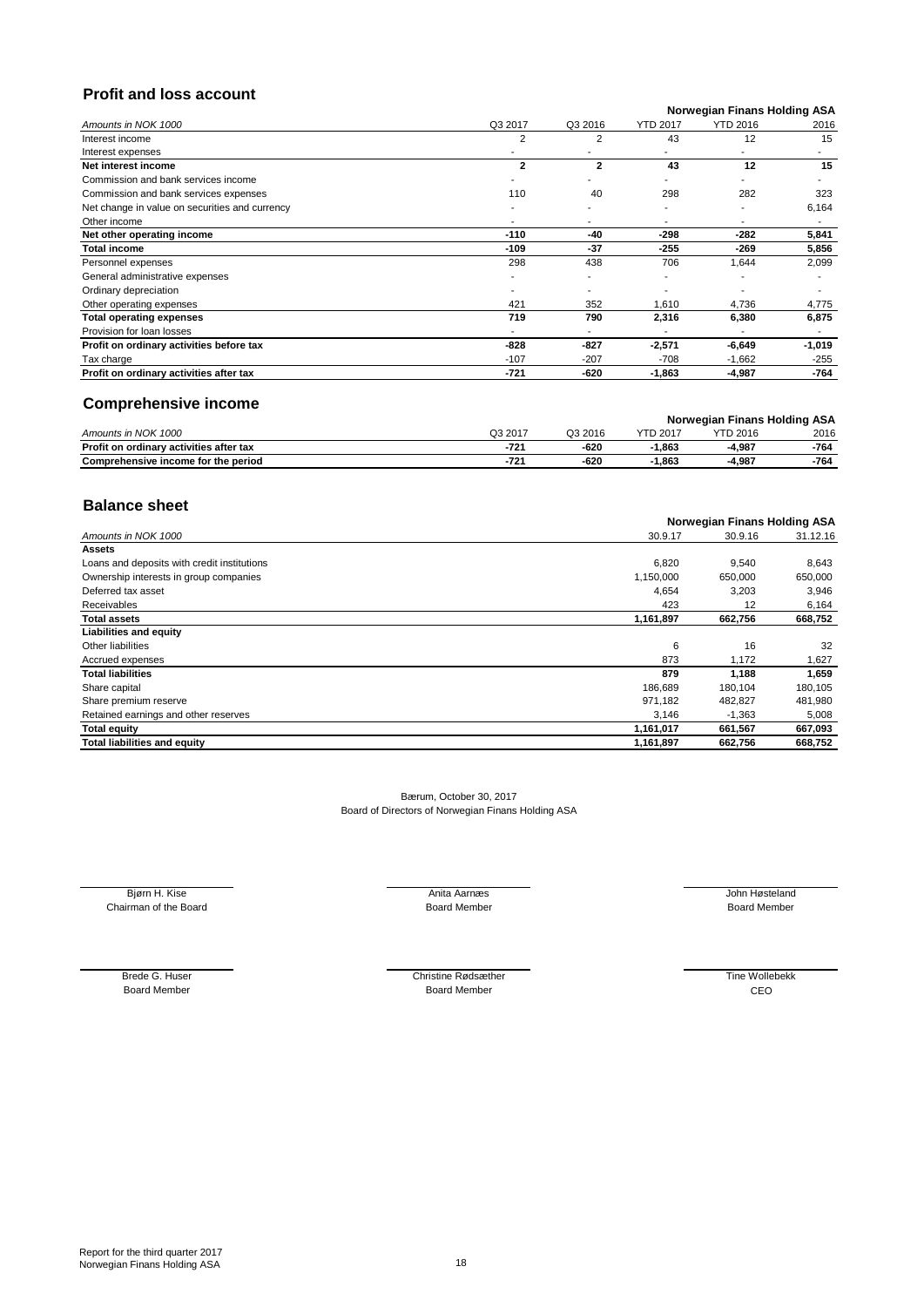## Profit and loss account

| Amounts in NOK 1000 | Q3 2017 | Q3 2016 | YTD 2017 | YTD 2016 | 2016 |
|---|---|---|---|---|---|
| | **Norwegian Finans Holding ASA** | | | | |
| Interest income | 2 | 2 | 43 | 12 | 15 |
| Interest expenses | - | - | - | - | - |
| **Net interest income** | **2** | **2** | **43** | **12** | **15** |
| Commission and bank services income | - | - | - | - | - |
| Commission and bank services expenses | 110 | 40 | 298 | 282 | 323 |
| Net change in value on securities and currency | - | - | - | - | 6,164 |
| Other income | - | - | - | - | - |
| **Net other operating income** | **-110** | **-40** | **-298** | **-282** | **5,841** |
| **Total income** | **-109** | **-37** | **-255** | **-269** | **5,856** |
| Personnel expenses | 298 | 438 | 706 | 1,644 | 2,099 |
| General administrative expenses | - | - | - | - | - |
| Ordinary depreciation | - | - | - | - | - |
| Other operating expenses | 421 | 352 | 1,610 | 4,736 | 4,775 |
| **Total operating expenses** | **719** | **790** | **2,316** | **6,380** | **6,875** |
| Provision for loan losses | - | - | - | - | - |
| **Profit on ordinary activities before tax** | **-828** | **-827** | **-2,571** | **-6,649** | **-1,019** |
| Tax charge | -107 | -207 | -708 | -1,662 | -255 |
| **Profit on ordinary activities after tax** | **-721** | **-620** | **-1,863** | **-4,987** | **-764** |

## Comprehensive income

| Amounts in NOK 1000 | Q3 2017 | Q3 2016 | YTD 2017 | YTD 2016 | 2016 |
|---|---|---|---|---|---|
| | **Norwegian Finans Holding ASA** | | | | |
| **Profit on ordinary activities after tax** | **-721** | **-620** | **-1,863** | **-4,987** | **-764** |
| **Comprehensive income for the period** | **-721** | **-620** | **-1,863** | **-4,987** | **-764** |

## Balance sheet

| Amounts in NOK 1000 | 30.9.17 | 30.9.16 | 31.12.16 |
|---|---|---|---|
| | **Norwegian Finans Holding ASA** | | |
| **Assets** | | | |
| Loans and deposits with credit institutions | 6,820 | 9,540 | 8,643 |
| Ownership interests in group companies | 1,150,000 | 650,000 | 650,000 |
| Deferred tax asset | 4,654 | 3,203 | 3,946 |
| Receivables | 423 | 12 | 6,164 |
| **Total assets** | **1,161,897** | **662,756** | **668,752** |
| **Liabilities and equity** | | | |
| Other liabilities | 6 | 16 | 32 |
| Accrued expenses | 873 | 1,172 | 1,627 |
| **Total liabilities** | **879** | **1,188** | **1,659** |
| Share capital | 186,689 | 180,104 | 180,105 |
| Share premium reserve | 971,182 | 482,827 | 481,980 |
| Retained earnings and other reserves | 3,146 | -1,363 | 5,008 |
| **Total equity** | **1,161,017** | **661,567** | **667,093** |
| **Total liabilities and equity** | **1,161,897** | **662,756** | **668,752** |

Bærum, October 30, 2017
Board of Directors of Norwegian Finans Holding ASA

Bjørn H. Kise
Chairman of the Board

Anita Aarnæs
Board Member

John Høsteland
Board Member

Brede G. Huser
Board Member

Christine Rødsæther
Board Member

Tine Wollebekk
CEO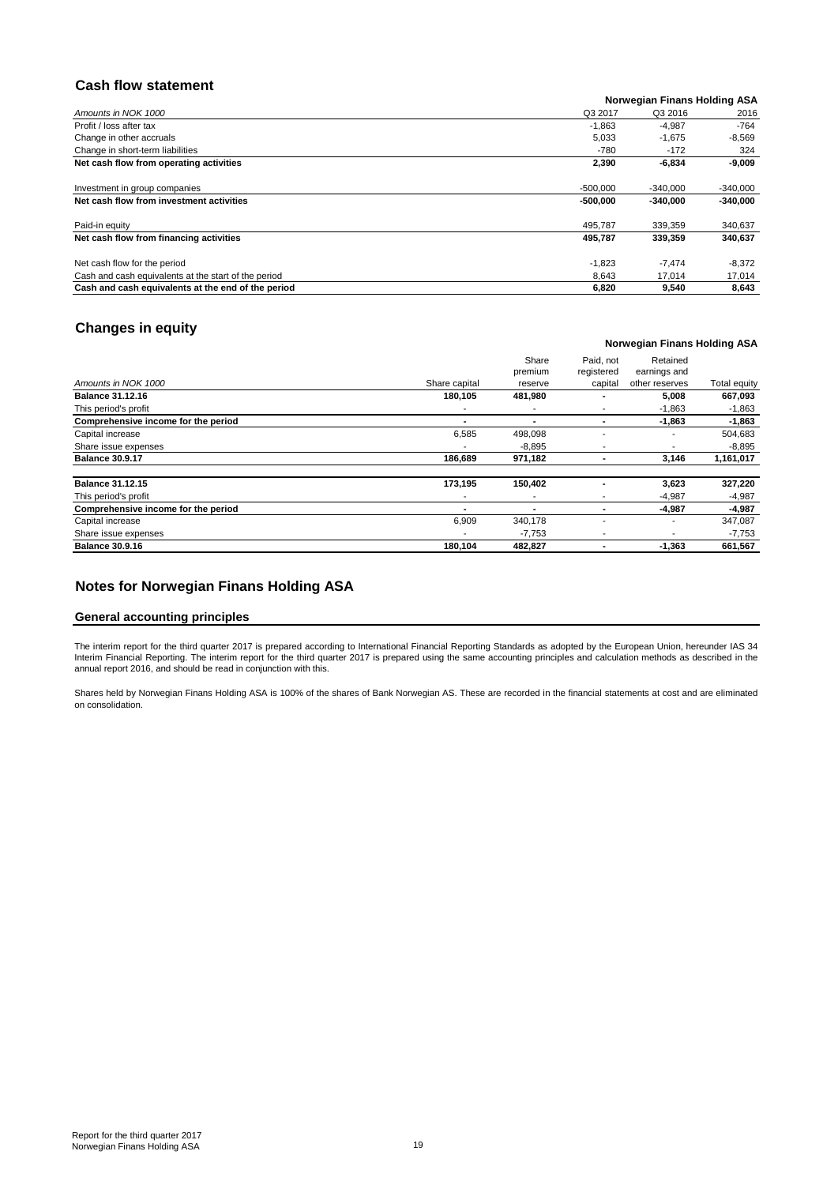## Cash flow statement

| Amounts in NOK 1000 | Q3 2017 | Q3 2016 | 2016 |
|---|---|---|---|
| | **Norwegian Finans Holding ASA** | | |
| Profit / loss after tax | -1,863 | -4,987 | -764 |
| Change in other accruals | 5,033 | -1,675 | -8,569 |
| Change in short-term liabilities | -780 | -172 | 324 |
| **Net cash flow from operating activities** | **2,390** | **-6,834** | **-9,009** |
| Investment in group companies | -500,000 | -340,000 | -340,000 |
| **Net cash flow from investment activities** | **-500,000** | **-340,000** | **-340,000** |
| Paid-in equity | 495,787 | 339,359 | 340,637 |
| **Net cash flow from financing activities** | **495,787** | **339,359** | **340,637** |
| Net cash flow for the period | -1,823 | -7,474 | -8,372 |
| Cash and cash equivalents at the start of the period | 8,643 | 17,014 | 17,014 |
| **Cash and cash equivalents at the end of the period** | **6,820** | **9,540** | **8,643** |

## Changes in equity

| Amounts in NOK 1000 | Share capital | Share premium reserve | Paid, not registered capital | Retained earnings and other reserves | Total equity |
|---|---|---|---|---|---|
| | **Norwegian Finans Holding ASA** | | | | |
| **Balance 31.12.16** | **180,105** | **481,980** | **-** | **5,008** | **667,093** |
| This period's profit | - | - | - | -1,863 | -1,863 |
| **Comprehensive income for the period** | **-** | **-** | **-** | **-1,863** | **-1,863** |
| Capital increase | 6,585 | 498,098 | - | - | 504,683 |
| Share issue expenses | - | -8,895 | - | - | -8,895 |
| **Balance 30.9.17** | **186,689** | **971,182** | **-** | **3,146** | **1,161,017** |
| **Balance 31.12.15** | **173,195** | **150,402** | **-** | **3,623** | **327,220** |
| This period's profit | - | - | - | -4,987 | -4,987 |
| **Comprehensive income for the period** | **-** | **-** | **-** | **-4,987** | **-4,987** |
| Capital increase | 6,909 | 340,178 | - | - | 347,087 |
| Share issue expenses | - | -7,753 | - | - | -7,753 |
| **Balance 30.9.16** | **180,104** | **482,827** | **-** | **-1,363** | **661,567** |

## Notes for Norwegian Finans Holding ASA

### General accounting principles

The interim report for the third quarter 2017 is prepared according to International Financial Reporting Standards as adopted by the European Union, hereunder IAS 34 Interim Financial Reporting. The interim report for the third quarter 2017 is prepared using the same accounting principles and calculation methods as described in the annual report 2016, and should be read in conjunction with this.

Shares held by Norwegian Finans Holding ASA is 100% of the shares of Bank Norwegian AS. These are recorded in the financial statements at cost and are eliminated on consolidation.